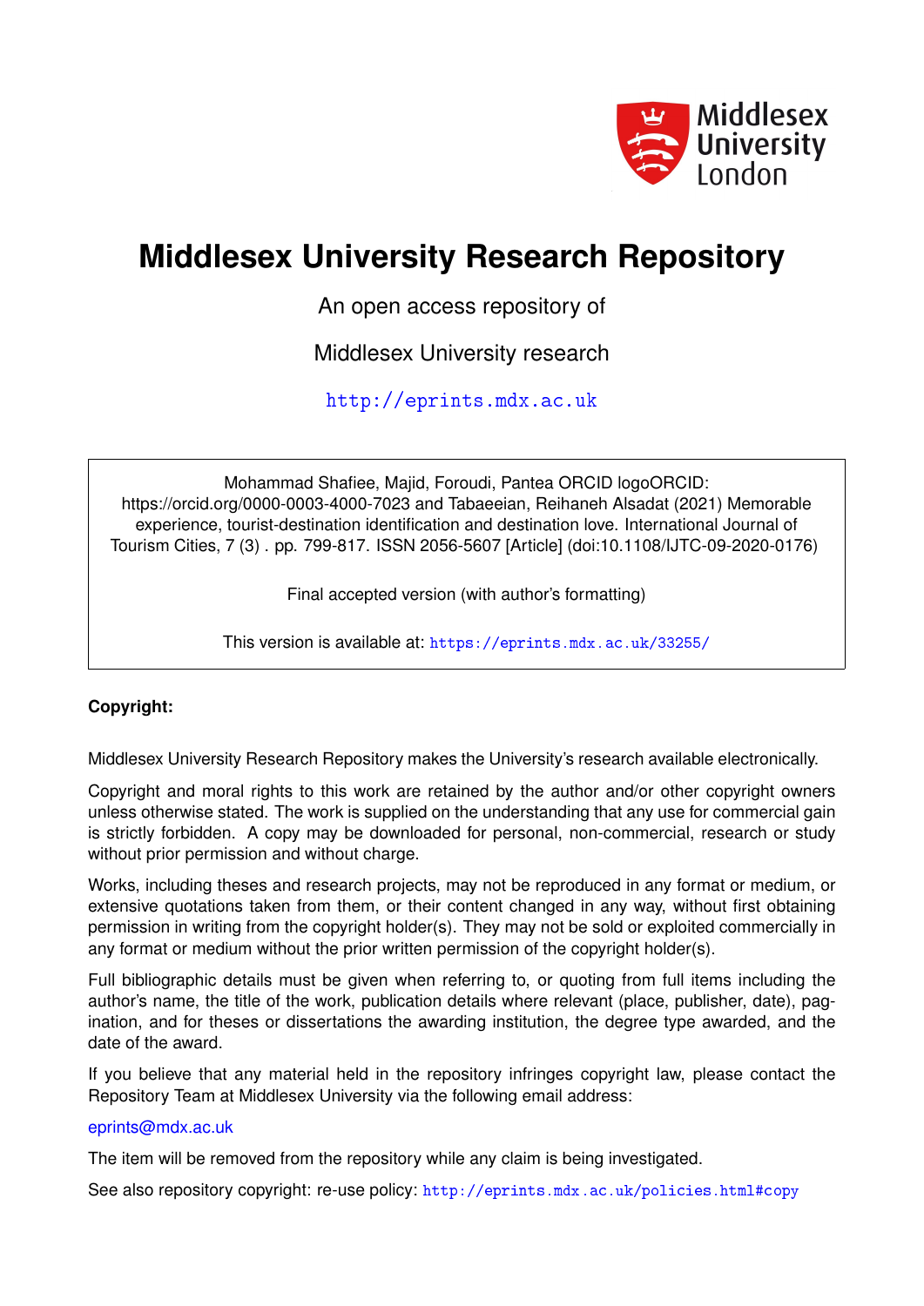# Middlesex University Research Repository

An open access repository of

Middlesex University research

http://eprints.mdx.ac.uk

Mohammad Shafiee, Majid, Foroudi, Pantea ORCID logoORCID: https://orcid.org/0000-0003-4000-7023 and Tabaeeian, Reihaneh Alsadat (2021) Memorable experience, tourist-destination identification and destination love. International Journal of Tourism Cities, 7 (3) . pp. 799-817. ISSN 2056-5607 [Article] (doi:10.1108/IJTC-09-2020-0176)

Final accepted version (with author's formatting)

This version is available at: https://eprints.mdx.ac.uk/33255/

**Copyright:**

Middlesex University Research Repository makes the University's research available electronically.

Copyright and moral rights to this work are retained by the author and/or other copyright owners unless otherwise stated. The work is supplied on the understanding that any use for commercial gain is strictly forbidden. A copy may be downloaded for personal, non-commercial, research or study without prior permission and without charge.

Works, including theses and research projects, may not be reproduced in any format or medium, or extensive quotations taken from them, or their content changed in any way, without first obtaining permission in writing from the copyright holder(s). They may not be sold or exploited commercially in any format or medium without the prior written permission of the copyright holder(s).

Full bibliographic details must be given when referring to, or quoting from full items including the author's name, the title of the work, publication details where relevant (place, publisher, date), pagination, and for theses or dissertations the awarding institution, the degree type awarded, and the date of the award.

If you believe that any material held in the repository infringes copyright law, please contact the Repository Team at Middlesex University via the following email address:

eprints@mdx.ac.uk

The item will be removed from the repository while any claim is being investigated.

See also repository copyright: re-use policy: http://eprints.mdx.ac.uk/policies.html#copy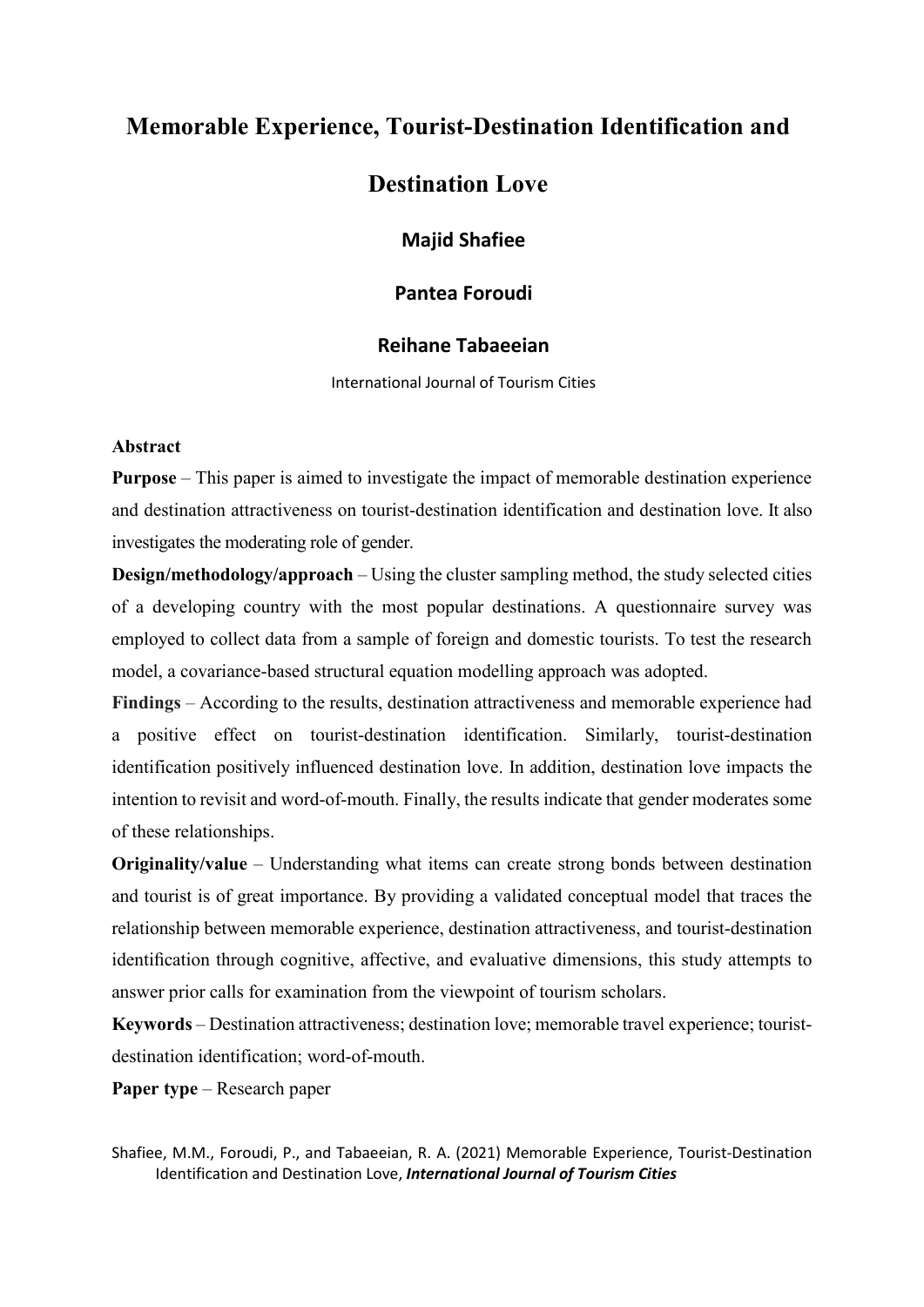# Memorable Experience, Tourist-Destination Identification and Destination Love

**Majid Shafiee**

**Pantea Foroudi**

**Reihane Tabaeeian**

International Journal of Tourism Cities

**Abstract**

**Purpose** – This paper is aimed to investigate the impact of memorable destination experience and destination attractiveness on tourist-destination identification and destination love. It also investigates the moderating role of gender.

**Design/methodology/approach** – Using the cluster sampling method, the study selected cities of a developing country with the most popular destinations. A questionnaire survey was employed to collect data from a sample of foreign and domestic tourists. To test the research model, a covariance-based structural equation modelling approach was adopted.

**Findings** – According to the results, destination attractiveness and memorable experience had a positive effect on tourist-destination identification. Similarly, tourist-destination identification positively influenced destination love. In addition, destination love impacts the intention to revisit and word-of-mouth. Finally, the results indicate that gender moderates some of these relationships.

**Originality/value** – Understanding what items can create strong bonds between destination and tourist is of great importance. By providing a validated conceptual model that traces the relationship between memorable experience, destination attractiveness, and tourist-destination identification through cognitive, affective, and evaluative dimensions, this study attempts to answer prior calls for examination from the viewpoint of tourism scholars.

**Keywords** – Destination attractiveness; destination love; memorable travel experience; tourist-destination identification; word-of-mouth.

**Paper type** – Research paper

Shafiee, M.M., Foroudi, P., and Tabaeeian, R. A. (2021) Memorable Experience, Tourist-Destination Identification and Destination Love, ***International Journal of Tourism Cities***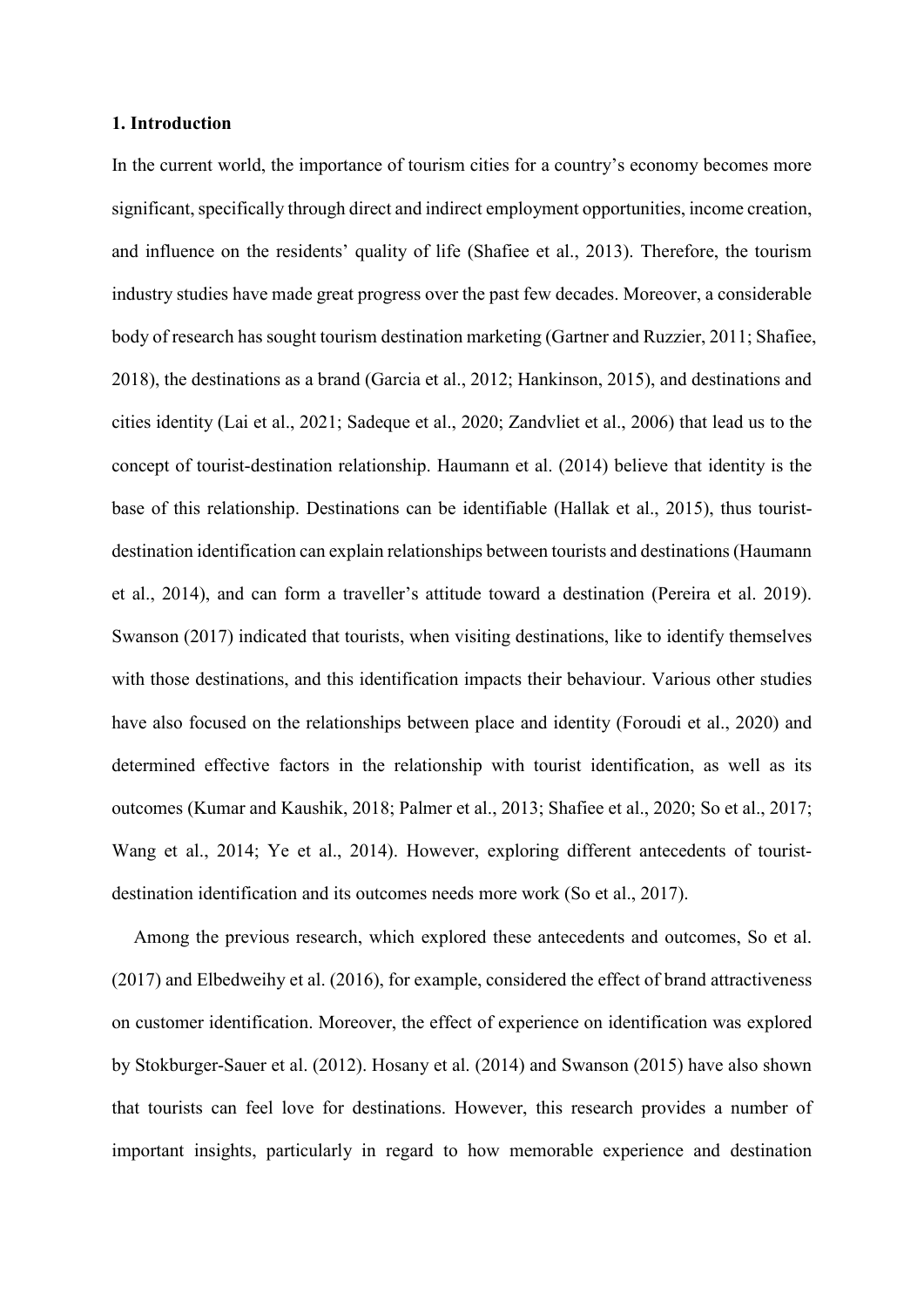## 1. Introduction

In the current world, the importance of tourism cities for a country's economy becomes more significant, specifically through direct and indirect employment opportunities, income creation, and influence on the residents' quality of life (Shafiee et al., 2013). Therefore, the tourism industry studies have made great progress over the past few decades. Moreover, a considerable body of research has sought tourism destination marketing (Gartner and Ruzzier, 2011; Shafiee, 2018), the destinations as a brand (Garcia et al., 2012; Hankinson, 2015), and destinations and cities identity (Lai et al., 2021; Sadeque et al., 2020; Zandvliet et al., 2006) that lead us to the concept of tourist-destination relationship. Haumann et al. (2014) believe that identity is the base of this relationship. Destinations can be identifiable (Hallak et al., 2015), thus tourist-destination identification can explain relationships between tourists and destinations (Haumann et al., 2014), and can form a traveller's attitude toward a destination (Pereira et al. 2019). Swanson (2017) indicated that tourists, when visiting destinations, like to identify themselves with those destinations, and this identification impacts their behaviour. Various other studies have also focused on the relationships between place and identity (Foroudi et al., 2020) and determined effective factors in the relationship with tourist identification, as well as its outcomes (Kumar and Kaushik, 2018; Palmer et al., 2013; Shafiee et al., 2020; So et al., 2017; Wang et al., 2014; Ye et al., 2014). However, exploring different antecedents of tourist-destination identification and its outcomes needs more work (So et al., 2017).

Among the previous research, which explored these antecedents and outcomes, So et al. (2017) and Elbedweihy et al. (2016), for example, considered the effect of brand attractiveness on customer identification. Moreover, the effect of experience on identification was explored by Stokburger-Sauer et al. (2012). Hosany et al. (2014) and Swanson (2015) have also shown that tourists can feel love for destinations. However, this research provides a number of important insights, particularly in regard to how memorable experience and destination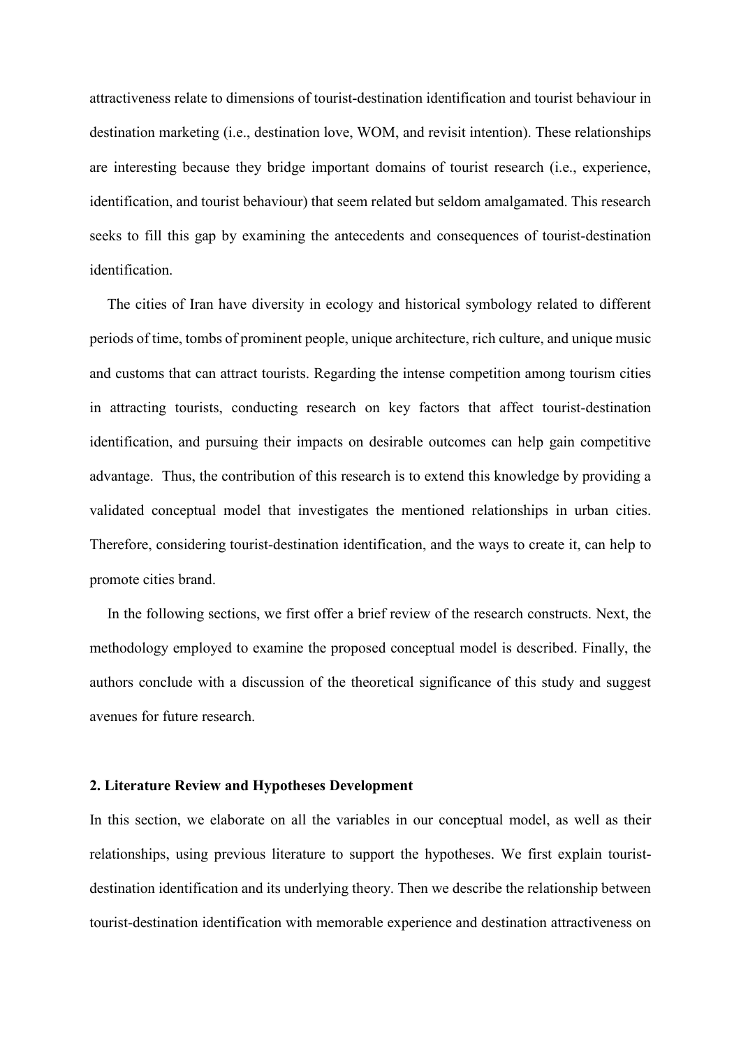attractiveness relate to dimensions of tourist-destination identification and tourist behaviour in destination marketing (i.e., destination love, WOM, and revisit intention). These relationships are interesting because they bridge important domains of tourist research (i.e., experience, identification, and tourist behaviour) that seem related but seldom amalgamated. This research seeks to fill this gap by examining the antecedents and consequences of tourist-destination identification.

The cities of Iran have diversity in ecology and historical symbology related to different periods of time, tombs of prominent people, unique architecture, rich culture, and unique music and customs that can attract tourists. Regarding the intense competition among tourism cities in attracting tourists, conducting research on key factors that affect tourist-destination identification, and pursuing their impacts on desirable outcomes can help gain competitive advantage. Thus, the contribution of this research is to extend this knowledge by providing a validated conceptual model that investigates the mentioned relationships in urban cities. Therefore, considering tourist-destination identification, and the ways to create it, can help to promote cities brand.

In the following sections, we first offer a brief review of the research constructs. Next, the methodology employed to examine the proposed conceptual model is described. Finally, the authors conclude with a discussion of the theoretical significance of this study and suggest avenues for future research.

## 2. Literature Review and Hypotheses Development

In this section, we elaborate on all the variables in our conceptual model, as well as their relationships, using previous literature to support the hypotheses. We first explain tourist-destination identification and its underlying theory. Then we describe the relationship between tourist-destination identification with memorable experience and destination attractiveness on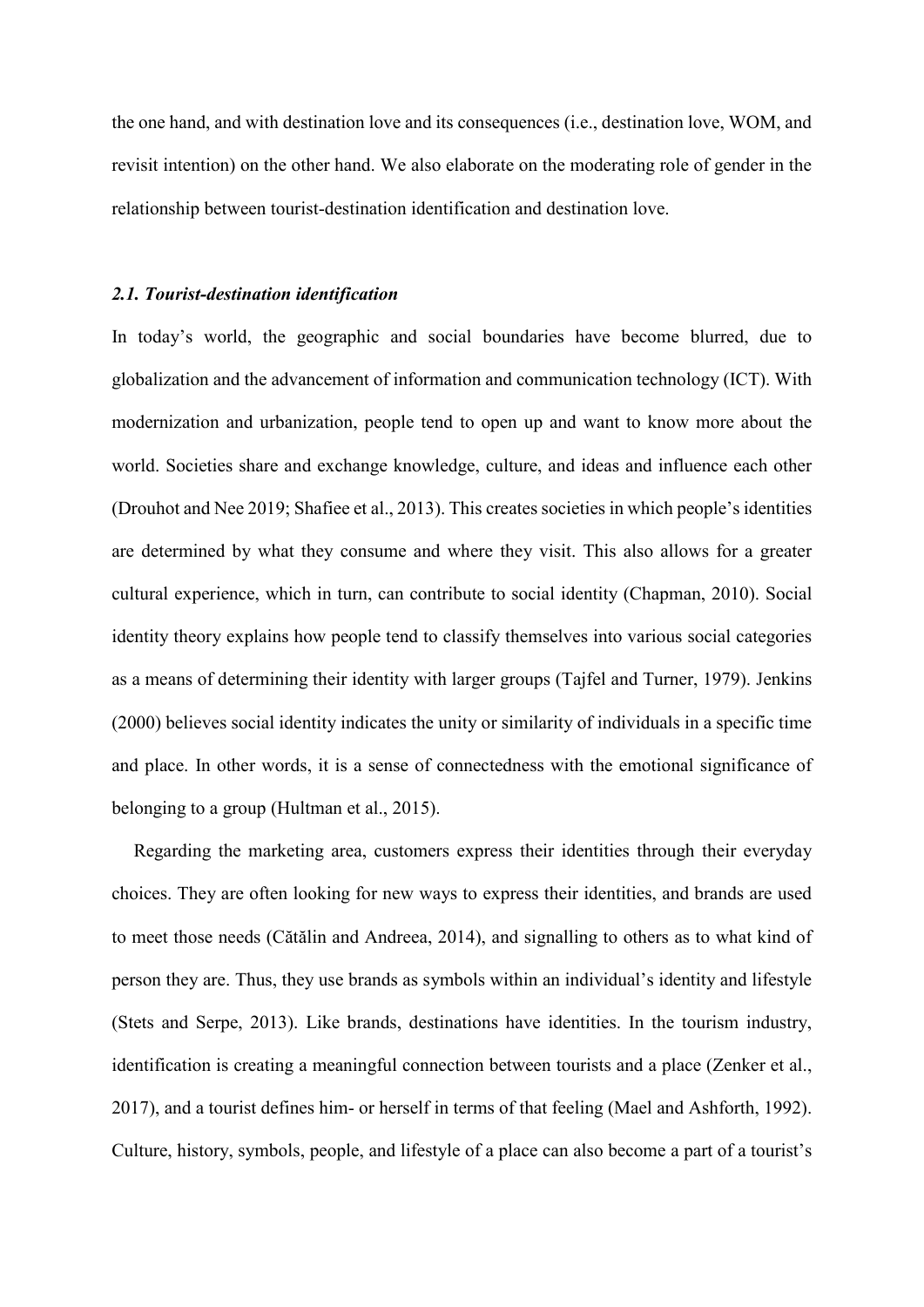the one hand, and with destination love and its consequences (i.e., destination love, WOM, and revisit intention) on the other hand. We also elaborate on the moderating role of gender in the relationship between tourist-destination identification and destination love.

### *2.1. Tourist-destination identification*

In today's world, the geographic and social boundaries have become blurred, due to globalization and the advancement of information and communication technology (ICT). With modernization and urbanization, people tend to open up and want to know more about the world. Societies share and exchange knowledge, culture, and ideas and influence each other (Drouhot and Nee 2019; Shafiee et al., 2013). This creates societies in which people's identities are determined by what they consume and where they visit. This also allows for a greater cultural experience, which in turn, can contribute to social identity (Chapman, 2010). Social identity theory explains how people tend to classify themselves into various social categories as a means of determining their identity with larger groups (Tajfel and Turner, 1979). Jenkins (2000) believes social identity indicates the unity or similarity of individuals in a specific time and place. In other words, it is a sense of connectedness with the emotional significance of belonging to a group (Hultman et al., 2015).

Regarding the marketing area, customers express their identities through their everyday choices. They are often looking for new ways to express their identities, and brands are used to meet those needs (Cătălin and Andreea, 2014), and signalling to others as to what kind of person they are. Thus, they use brands as symbols within an individual's identity and lifestyle (Stets and Serpe, 2013). Like brands, destinations have identities. In the tourism industry, identification is creating a meaningful connection between tourists and a place (Zenker et al., 2017), and a tourist defines him- or herself in terms of that feeling (Mael and Ashforth, 1992). Culture, history, symbols, people, and lifestyle of a place can also become a part of a tourist's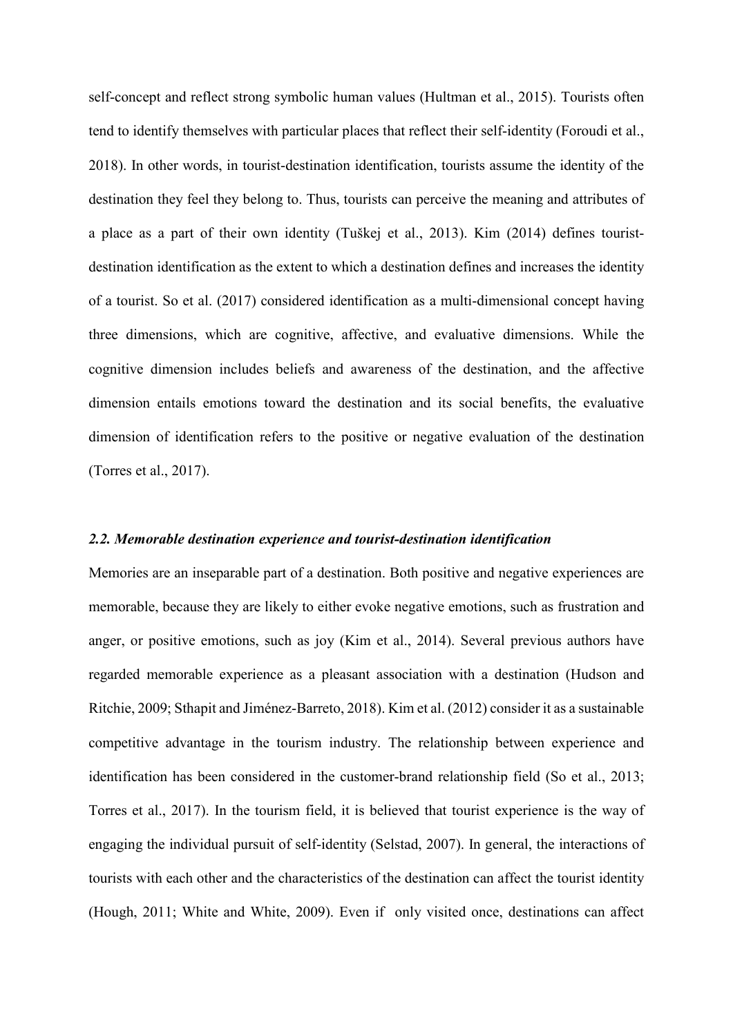self-concept and reflect strong symbolic human values (Hultman et al., 2015). Tourists often tend to identify themselves with particular places that reflect their self-identity (Foroudi et al., 2018). In other words, in tourist-destination identification, tourists assume the identity of the destination they feel they belong to. Thus, tourists can perceive the meaning and attributes of a place as a part of their own identity (Tuškej et al., 2013). Kim (2014) defines tourist-destination identification as the extent to which a destination defines and increases the identity of a tourist. So et al. (2017) considered identification as a multi-dimensional concept having three dimensions, which are cognitive, affective, and evaluative dimensions. While the cognitive dimension includes beliefs and awareness of the destination, and the affective dimension entails emotions toward the destination and its social benefits, the evaluative dimension of identification refers to the positive or negative evaluation of the destination (Torres et al., 2017).

### *2.2. Memorable destination experience and tourist-destination identification*

Memories are an inseparable part of a destination. Both positive and negative experiences are memorable, because they are likely to either evoke negative emotions, such as frustration and anger, or positive emotions, such as joy (Kim et al., 2014). Several previous authors have regarded memorable experience as a pleasant association with a destination (Hudson and Ritchie, 2009; Sthapit and Jiménez-Barreto, 2018). Kim et al. (2012) consider it as a sustainable competitive advantage in the tourism industry. The relationship between experience and identification has been considered in the customer-brand relationship field (So et al., 2013; Torres et al., 2017). In the tourism field, it is believed that tourist experience is the way of engaging the individual pursuit of self-identity (Selstad, 2007). In general, the interactions of tourists with each other and the characteristics of the destination can affect the tourist identity (Hough, 2011; White and White, 2009). Even if only visited once, destinations can affect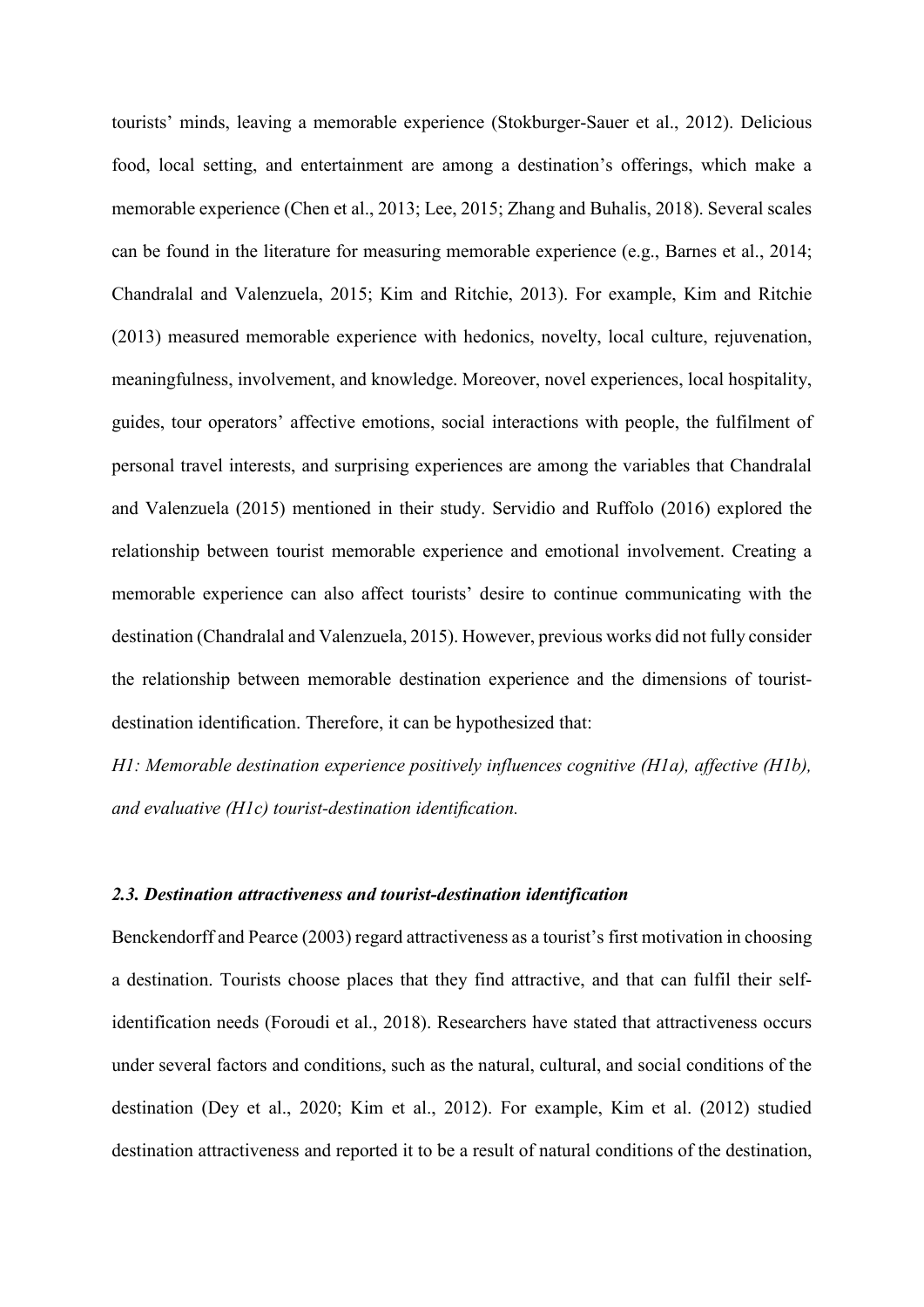tourists' minds, leaving a memorable experience (Stokburger-Sauer et al., 2012). Delicious food, local setting, and entertainment are among a destination's offerings, which make a memorable experience (Chen et al., 2013; Lee, 2015; Zhang and Buhalis, 2018). Several scales can be found in the literature for measuring memorable experience (e.g., Barnes et al., 2014; Chandralal and Valenzuela, 2015; Kim and Ritchie, 2013). For example, Kim and Ritchie (2013) measured memorable experience with hedonics, novelty, local culture, rejuvenation, meaningfulness, involvement, and knowledge. Moreover, novel experiences, local hospitality, guides, tour operators' affective emotions, social interactions with people, the fulfilment of personal travel interests, and surprising experiences are among the variables that Chandralal and Valenzuela (2015) mentioned in their study. Servidio and Ruffolo (2016) explored the relationship between tourist memorable experience and emotional involvement. Creating a memorable experience can also affect tourists' desire to continue communicating with the destination (Chandralal and Valenzuela, 2015). However, previous works did not fully consider the relationship between memorable destination experience and the dimensions of tourist-destination identification. Therefore, it can be hypothesized that:

*H1: Memorable destination experience positively influences cognitive (H1a), affective (H1b), and evaluative (H1c) tourist-destination identification.*

### *2.3. Destination attractiveness and tourist-destination identification*

Benckendorff and Pearce (2003) regard attractiveness as a tourist's first motivation in choosing a destination. Tourists choose places that they find attractive, and that can fulfil their self-identification needs (Foroudi et al., 2018). Researchers have stated that attractiveness occurs under several factors and conditions, such as the natural, cultural, and social conditions of the destination (Dey et al., 2020; Kim et al., 2012). For example, Kim et al. (2012) studied destination attractiveness and reported it to be a result of natural conditions of the destination,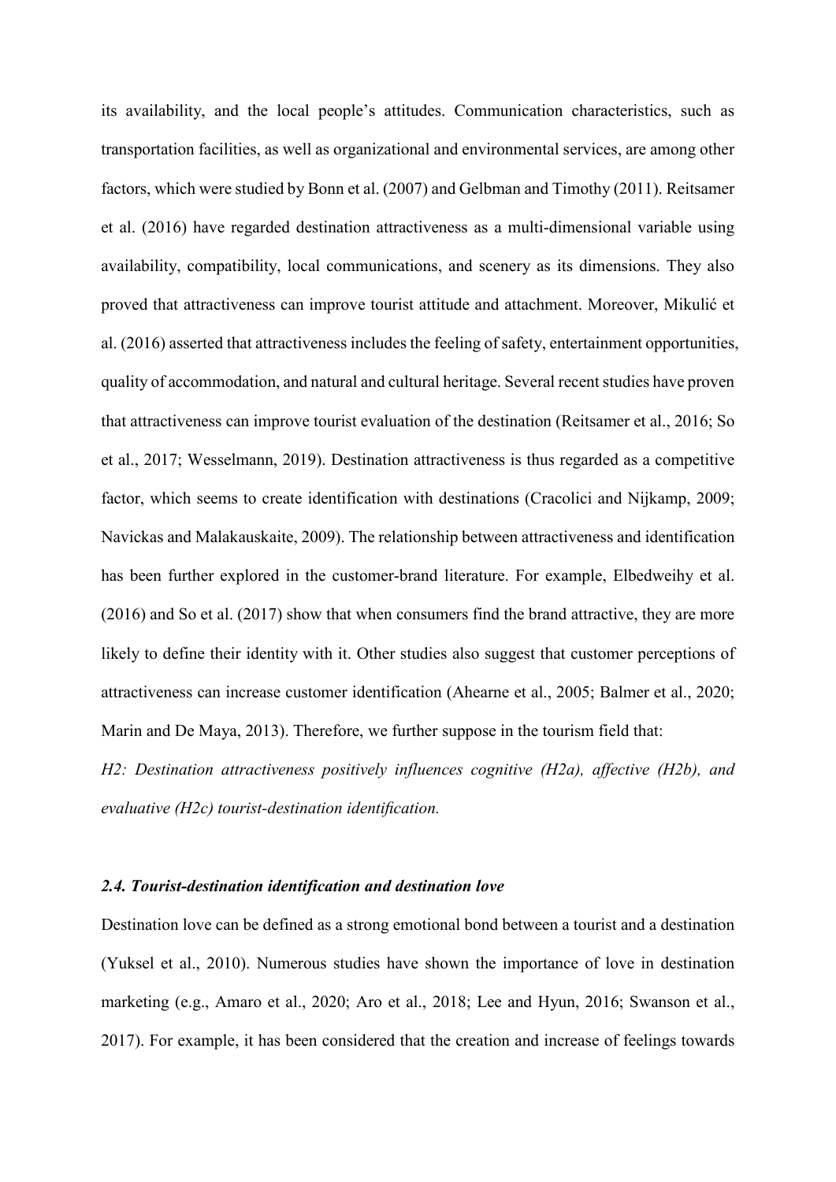its availability, and the local people's attitudes. Communication characteristics, such as transportation facilities, as well as organizational and environmental services, are among other factors, which were studied by Bonn et al. (2007) and Gelbman and Timothy (2011). Reitsamer et al. (2016) have regarded destination attractiveness as a multi-dimensional variable using availability, compatibility, local communications, and scenery as its dimensions. They also proved that attractiveness can improve tourist attitude and attachment. Moreover, Mikulić et al. (2016) asserted that attractiveness includes the feeling of safety, entertainment opportunities, quality of accommodation, and natural and cultural heritage. Several recent studies have proven that attractiveness can improve tourist evaluation of the destination (Reitsamer et al., 2016; So et al., 2017; Wesselmann, 2019). Destination attractiveness is thus regarded as a competitive factor, which seems to create identification with destinations (Cracolici and Nijkamp, 2009; Navickas and Malakauskaite, 2009). The relationship between attractiveness and identification has been further explored in the customer-brand literature. For example, Elbedweihy et al. (2016) and So et al. (2017) show that when consumers find the brand attractive, they are more likely to define their identity with it. Other studies also suggest that customer perceptions of attractiveness can increase customer identification (Ahearne et al., 2005; Balmer et al., 2020; Marin and De Maya, 2013). Therefore, we further suppose in the tourism field that:

*H2: Destination attractiveness positively influences cognitive (H2a), affective (H2b), and evaluative (H2c) tourist-destination identification.*

### *2.4. Tourist-destination identification and destination love*

Destination love can be defined as a strong emotional bond between a tourist and a destination (Yuksel et al., 2010). Numerous studies have shown the importance of love in destination marketing (e.g., Amaro et al., 2020; Aro et al., 2018; Lee and Hyun, 2016; Swanson et al., 2017). For example, it has been considered that the creation and increase of feelings towards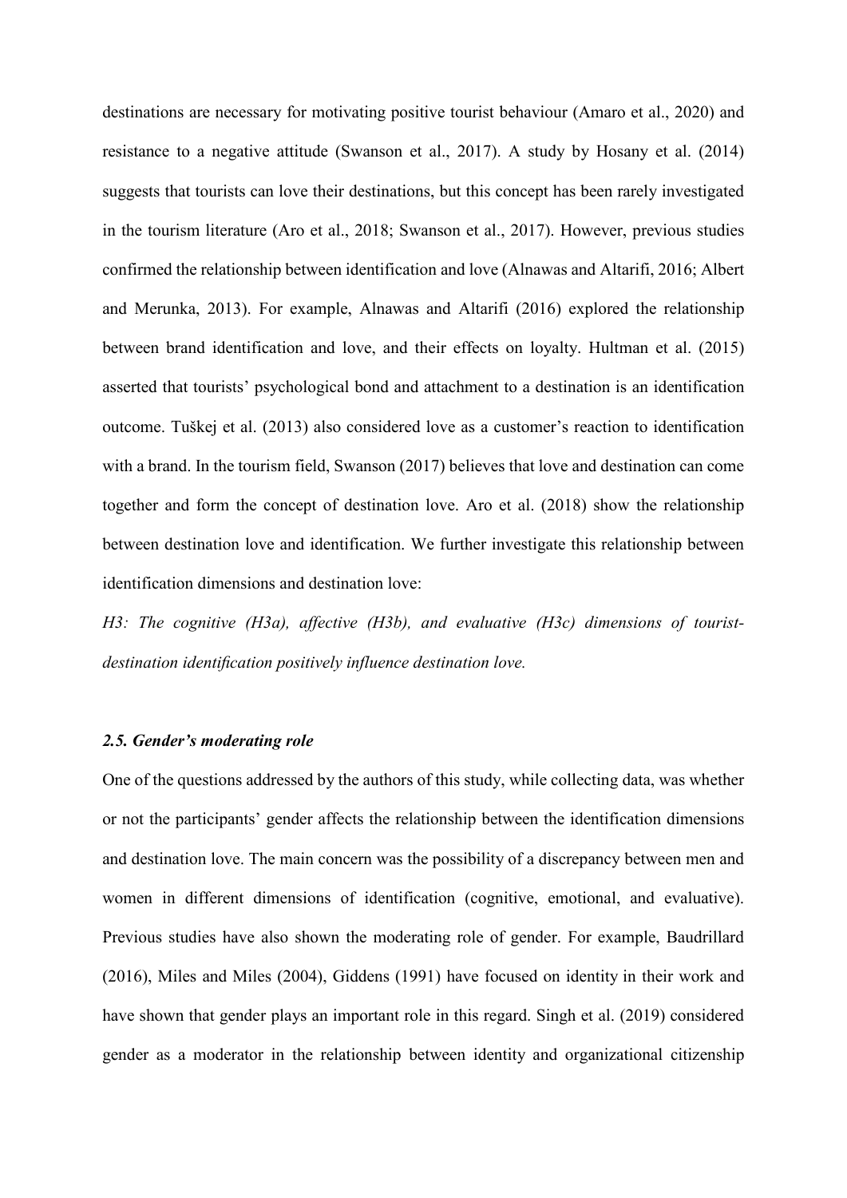destinations are necessary for motivating positive tourist behaviour (Amaro et al., 2020) and resistance to a negative attitude (Swanson et al., 2017). A study by Hosany et al. (2014) suggests that tourists can love their destinations, but this concept has been rarely investigated in the tourism literature (Aro et al., 2018; Swanson et al., 2017). However, previous studies confirmed the relationship between identification and love (Alnawas and Altarifi, 2016; Albert and Merunka, 2013). For example, Alnawas and Altarifi (2016) explored the relationship between brand identification and love, and their effects on loyalty. Hultman et al. (2015) asserted that tourists' psychological bond and attachment to a destination is an identification outcome. Tuškej et al. (2013) also considered love as a customer's reaction to identification with a brand. In the tourism field, Swanson (2017) believes that love and destination can come together and form the concept of destination love. Aro et al. (2018) show the relationship between destination love and identification. We further investigate this relationship between identification dimensions and destination love:

*H3: The cognitive (H3a), affective (H3b), and evaluative (H3c) dimensions of tourist-destination identification positively influence destination love.*

### *2.5. Gender's moderating role*

One of the questions addressed by the authors of this study, while collecting data, was whether or not the participants' gender affects the relationship between the identification dimensions and destination love. The main concern was the possibility of a discrepancy between men and women in different dimensions of identification (cognitive, emotional, and evaluative). Previous studies have also shown the moderating role of gender. For example, Baudrillard (2016), Miles and Miles (2004), Giddens (1991) have focused on identity in their work and have shown that gender plays an important role in this regard. Singh et al. (2019) considered gender as a moderator in the relationship between identity and organizational citizenship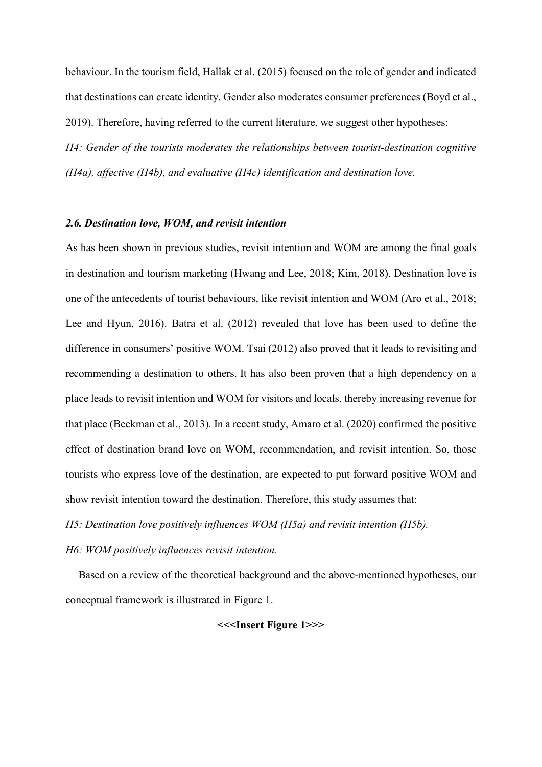behaviour. In the tourism field, Hallak et al. (2015) focused on the role of gender and indicated that destinations can create identity. Gender also moderates consumer preferences (Boyd et al., 2019). Therefore, having referred to the current literature, we suggest other hypotheses:

*H4: Gender of the tourists moderates the relationships between tourist-destination cognitive (H4a), affective (H4b), and evaluative (H4c) identification and destination love.*

### *2.6. Destination love, WOM, and revisit intention*

As has been shown in previous studies, revisit intention and WOM are among the final goals in destination and tourism marketing (Hwang and Lee, 2018; Kim, 2018). Destination love is one of the antecedents of tourist behaviours, like revisit intention and WOM (Aro et al., 2018; Lee and Hyun, 2016). Batra et al. (2012) revealed that love has been used to define the difference in consumers' positive WOM. Tsai (2012) also proved that it leads to revisiting and recommending a destination to others. It has also been proven that a high dependency on a place leads to revisit intention and WOM for visitors and locals, thereby increasing revenue for that place (Beckman et al., 2013). In a recent study, Amaro et al. (2020) confirmed the positive effect of destination brand love on WOM, recommendation, and revisit intention. So, those tourists who express love of the destination, are expected to put forward positive WOM and show revisit intention toward the destination. Therefore, this study assumes that:

*H5: Destination love positively influences WOM (H5a) and revisit intention (H5b).*

*H6: WOM positively influences revisit intention.*

Based on a review of the theoretical background and the above-mentioned hypotheses, our conceptual framework is illustrated in Figure 1.

**<<<Insert Figure 1>>>**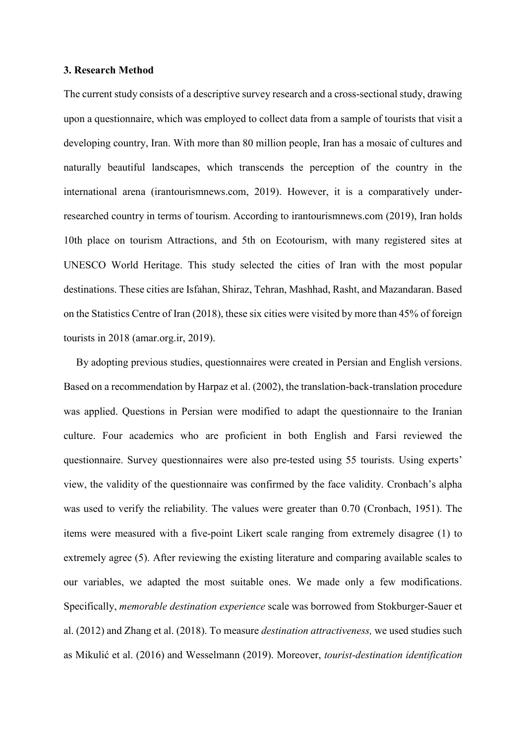### 3. Research Method

The current study consists of a descriptive survey research and a cross-sectional study, drawing upon a questionnaire, which was employed to collect data from a sample of tourists that visit a developing country, Iran. With more than 80 million people, Iran has a mosaic of cultures and naturally beautiful landscapes, which transcends the perception of the country in the international arena (irantourismnews.com, 2019). However, it is a comparatively under-researched country in terms of tourism. According to irantourismnews.com (2019), Iran holds 10th place on tourism Attractions, and 5th on Ecotourism, with many registered sites at UNESCO World Heritage. This study selected the cities of Iran with the most popular destinations. These cities are Isfahan, Shiraz, Tehran, Mashhad, Rasht, and Mazandaran. Based on the Statistics Centre of Iran (2018), these six cities were visited by more than 45% of foreign tourists in 2018 (amar.org.ir, 2019).

By adopting previous studies, questionnaires were created in Persian and English versions. Based on a recommendation by Harpaz et al. (2002), the translation-back-translation procedure was applied. Questions in Persian were modified to adapt the questionnaire to the Iranian culture. Four academics who are proficient in both English and Farsi reviewed the questionnaire. Survey questionnaires were also pre-tested using 55 tourists. Using experts' view, the validity of the questionnaire was confirmed by the face validity. Cronbach's alpha was used to verify the reliability. The values were greater than 0.70 (Cronbach, 1951). The items were measured with a five-point Likert scale ranging from extremely disagree (1) to extremely agree (5). After reviewing the existing literature and comparing available scales to our variables, we adapted the most suitable ones. We made only a few modifications. Specifically, *memorable destination experience* scale was borrowed from Stokburger-Sauer et al. (2012) and Zhang et al. (2018). To measure *destination attractiveness,* we used studies such as Mikulić et al. (2016) and Wesselmann (2019). Moreover, *tourist-destination identification*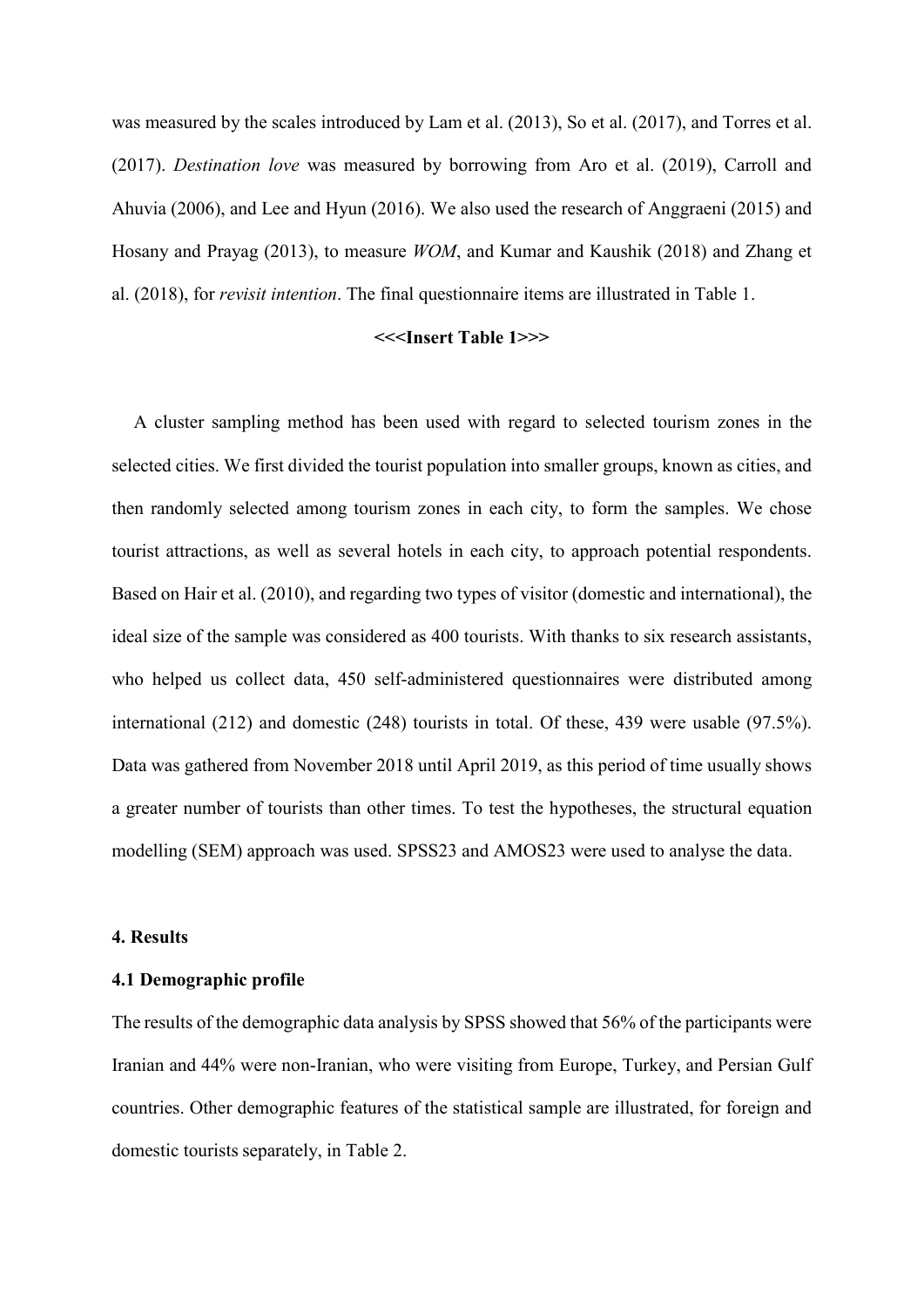was measured by the scales introduced by Lam et al. (2013), So et al. (2017), and Torres et al. (2017). *Destination love* was measured by borrowing from Aro et al. (2019), Carroll and Ahuvia (2006), and Lee and Hyun (2016). We also used the research of Anggraeni (2015) and Hosany and Prayag (2013), to measure *WOM*, and Kumar and Kaushik (2018) and Zhang et al. (2018), for *revisit intention*. The final questionnaire items are illustrated in Table 1.

**<<<Insert Table 1>>>**

A cluster sampling method has been used with regard to selected tourism zones in the selected cities. We first divided the tourist population into smaller groups, known as cities, and then randomly selected among tourism zones in each city, to form the samples. We chose tourist attractions, as well as several hotels in each city, to approach potential respondents. Based on Hair et al. (2010), and regarding two types of visitor (domestic and international), the ideal size of the sample was considered as 400 tourists. With thanks to six research assistants, who helped us collect data, 450 self-administered questionnaires were distributed among international (212) and domestic (248) tourists in total. Of these, 439 were usable (97.5%). Data was gathered from November 2018 until April 2019, as this period of time usually shows a greater number of tourists than other times. To test the hypotheses, the structural equation modelling (SEM) approach was used. SPSS23 and AMOS23 were used to analyse the data.

## 4. Results

### 4.1 Demographic profile

The results of the demographic data analysis by SPSS showed that 56% of the participants were Iranian and 44% were non-Iranian, who were visiting from Europe, Turkey, and Persian Gulf countries. Other demographic features of the statistical sample are illustrated, for foreign and domestic tourists separately, in Table 2.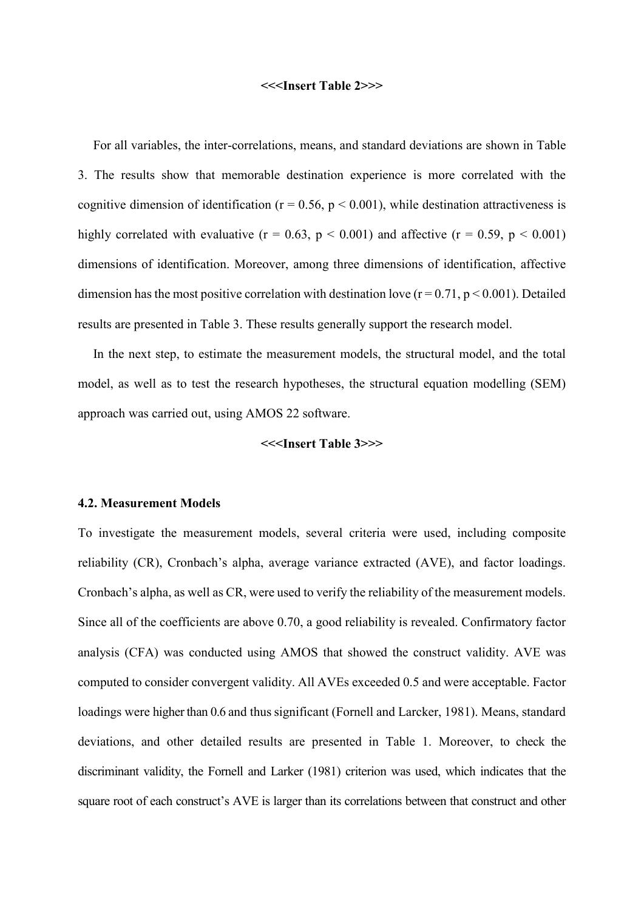**<<<Insert Table 2>>>**

For all variables, the inter-correlations, means, and standard deviations are shown in Table 3. The results show that memorable destination experience is more correlated with the cognitive dimension of identification ($r = 0.56$, $p < 0.001$), while destination attractiveness is highly correlated with evaluative ($r = 0.63$, $p < 0.001$) and affective ($r = 0.59$, $p < 0.001$) dimensions of identification. Moreover, among three dimensions of identification, affective dimension has the most positive correlation with destination love ($r = 0.71$, $p < 0.001$). Detailed results are presented in Table 3. These results generally support the research model.

In the next step, to estimate the measurement models, the structural model, and the total model, as well as to test the research hypotheses, the structural equation modelling (SEM) approach was carried out, using AMOS 22 software.

**<<<Insert Table 3>>>**

### 4.2. Measurement Models

To investigate the measurement models, several criteria were used, including composite reliability (CR), Cronbach's alpha, average variance extracted (AVE), and factor loadings. Cronbach's alpha, as well as CR, were used to verify the reliability of the measurement models. Since all of the coefficients are above 0.70, a good reliability is revealed. Confirmatory factor analysis (CFA) was conducted using AMOS that showed the construct validity. AVE was computed to consider convergent validity. All AVEs exceeded 0.5 and were acceptable. Factor loadings were higher than 0.6 and thus significant (Fornell and Larcker, 1981). Means, standard deviations, and other detailed results are presented in Table 1. Moreover, to check the discriminant validity, the Fornell and Larker (1981) criterion was used, which indicates that the square root of each construct's AVE is larger than its correlations between that construct and other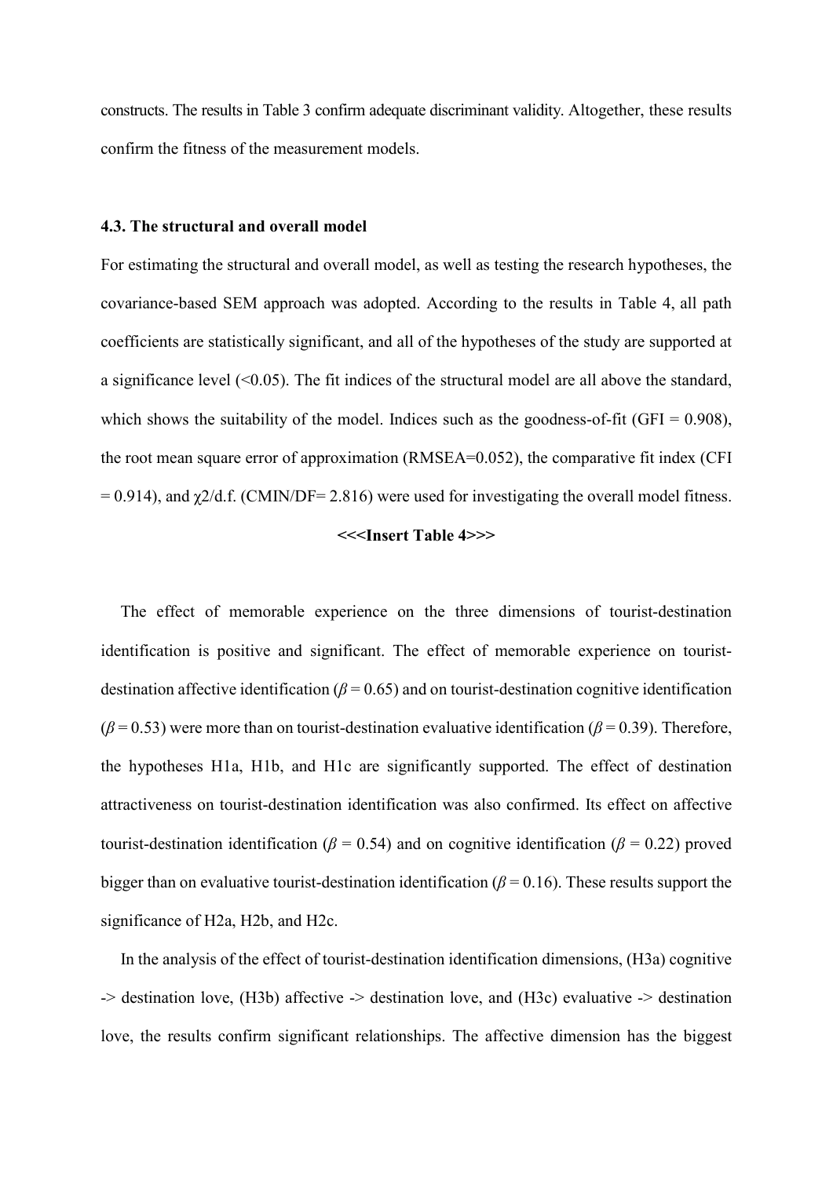constructs. The results in Table 3 confirm adequate discriminant validity. Altogether, these results confirm the fitness of the measurement models.

### 4.3. The structural and overall model

For estimating the structural and overall model, as well as testing the research hypotheses, the covariance-based SEM approach was adopted. According to the results in Table 4, all path coefficients are statistically significant, and all of the hypotheses of the study are supported at a significance level (<0.05). The fit indices of the structural model are all above the standard, which shows the suitability of the model. Indices such as the goodness-of-fit (GFI = 0.908), the root mean square error of approximation (RMSEA=0.052), the comparative fit index (CFI = 0.914), and $\chi 2$/d.f. (CMIN/DF= 2.816) were used for investigating the overall model fitness.

**<<<Insert Table 4>>>**

The effect of memorable experience on the three dimensions of tourist-destination identification is positive and significant. The effect of memorable experience on tourist-destination affective identification ($\beta = 0.65$) and on tourist-destination cognitive identification ($\beta = 0.53$) were more than on tourist-destination evaluative identification ($\beta = 0.39$). Therefore, the hypotheses H1a, H1b, and H1c are significantly supported. The effect of destination attractiveness on tourist-destination identification was also confirmed. Its effect on affective tourist-destination identification ($\beta = 0.54$) and on cognitive identification ($\beta = 0.22$) proved bigger than on evaluative tourist-destination identification ($\beta = 0.16$). These results support the significance of H2a, H2b, and H2c.

In the analysis of the effect of tourist-destination identification dimensions, (H3a) cognitive -> destination love, (H3b) affective -> destination love, and (H3c) evaluative -> destination love, the results confirm significant relationships. The affective dimension has the biggest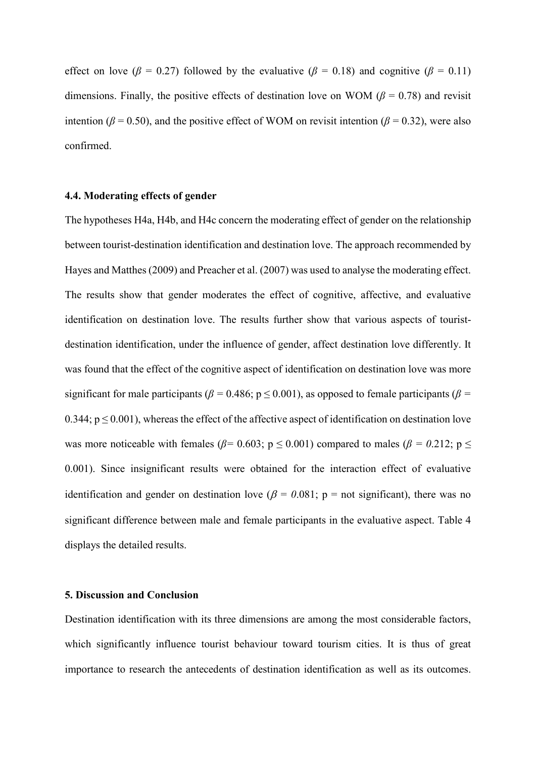effect on love ($\beta$ = 0.27) followed by the evaluative ($\beta$ = 0.18) and cognitive ($\beta$ = 0.11) dimensions. Finally, the positive effects of destination love on WOM ($\beta$ = 0.78) and revisit intention ($\beta$ = 0.50), and the positive effect of WOM on revisit intention ($\beta$ = 0.32), were also confirmed.

### 4.4. Moderating effects of gender

The hypotheses H4a, H4b, and H4c concern the moderating effect of gender on the relationship between tourist-destination identification and destination love. The approach recommended by Hayes and Matthes (2009) and Preacher et al. (2007) was used to analyse the moderating effect. The results show that gender moderates the effect of cognitive, affective, and evaluative identification on destination love. The results further show that various aspects of tourist-destination identification, under the influence of gender, affect destination love differently. It was found that the effect of the cognitive aspect of identification on destination love was more significant for male participants ($\beta$ = 0.486; $p \leq 0.001$), as opposed to female participants ($\beta$ = 0.344; $p \leq 0.001$), whereas the effect of the affective aspect of identification on destination love was more noticeable with females ($\beta$= 0.603; $p \leq 0.001$) compared to males ($\beta$ = 0.212; $p \leq$ 0.001). Since insignificant results were obtained for the interaction effect of evaluative identification and gender on destination love ($\beta$ = 0.081; p = not significant), there was no significant difference between male and female participants in the evaluative aspect. Table 4 displays the detailed results.

## 5. Discussion and Conclusion

Destination identification with its three dimensions are among the most considerable factors, which significantly influence tourist behaviour toward tourism cities. It is thus of great importance to research the antecedents of destination identification as well as its outcomes.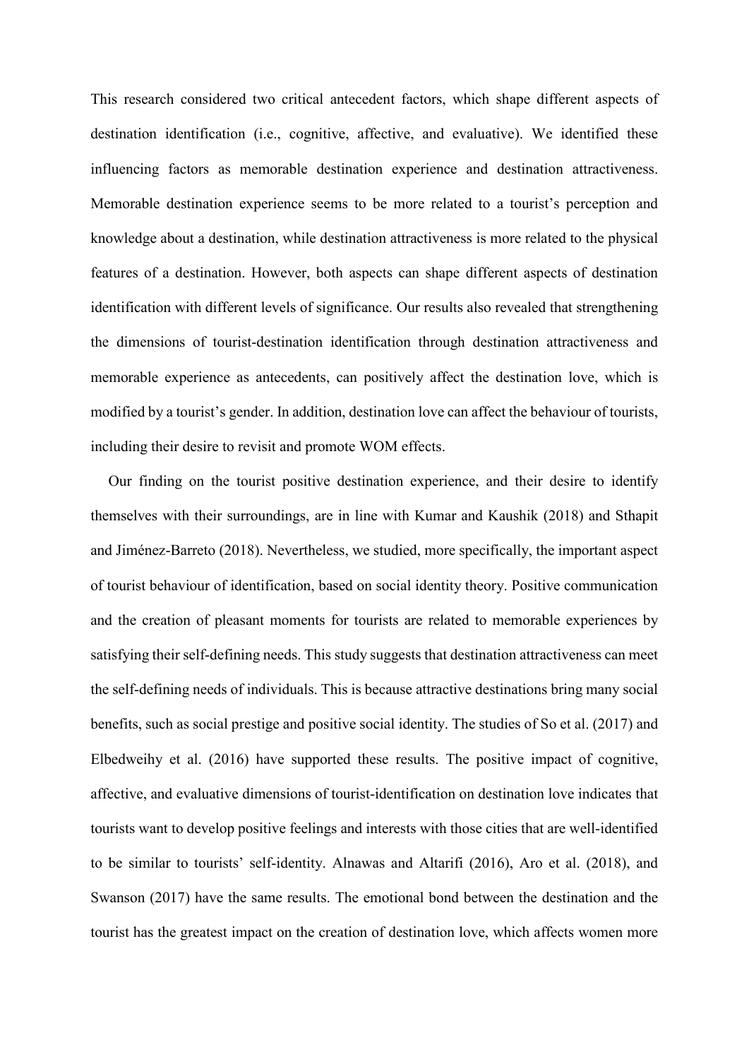This research considered two critical antecedent factors, which shape different aspects of destination identification (i.e., cognitive, affective, and evaluative). We identified these influencing factors as memorable destination experience and destination attractiveness. Memorable destination experience seems to be more related to a tourist's perception and knowledge about a destination, while destination attractiveness is more related to the physical features of a destination. However, both aspects can shape different aspects of destination identification with different levels of significance. Our results also revealed that strengthening the dimensions of tourist-destination identification through destination attractiveness and memorable experience as antecedents, can positively affect the destination love, which is modified by a tourist's gender. In addition, destination love can affect the behaviour of tourists, including their desire to revisit and promote WOM effects.

Our finding on the tourist positive destination experience, and their desire to identify themselves with their surroundings, are in line with Kumar and Kaushik (2018) and Sthapit and Jiménez-Barreto (2018). Nevertheless, we studied, more specifically, the important aspect of tourist behaviour of identification, based on social identity theory. Positive communication and the creation of pleasant moments for tourists are related to memorable experiences by satisfying their self-defining needs. This study suggests that destination attractiveness can meet the self-defining needs of individuals. This is because attractive destinations bring many social benefits, such as social prestige and positive social identity. The studies of So et al. (2017) and Elbedweihy et al. (2016) have supported these results. The positive impact of cognitive, affective, and evaluative dimensions of tourist-identification on destination love indicates that tourists want to develop positive feelings and interests with those cities that are well-identified to be similar to tourists' self-identity. Alnawas and Altarifi (2016), Aro et al. (2018), and Swanson (2017) have the same results. The emotional bond between the destination and the tourist has the greatest impact on the creation of destination love, which affects women more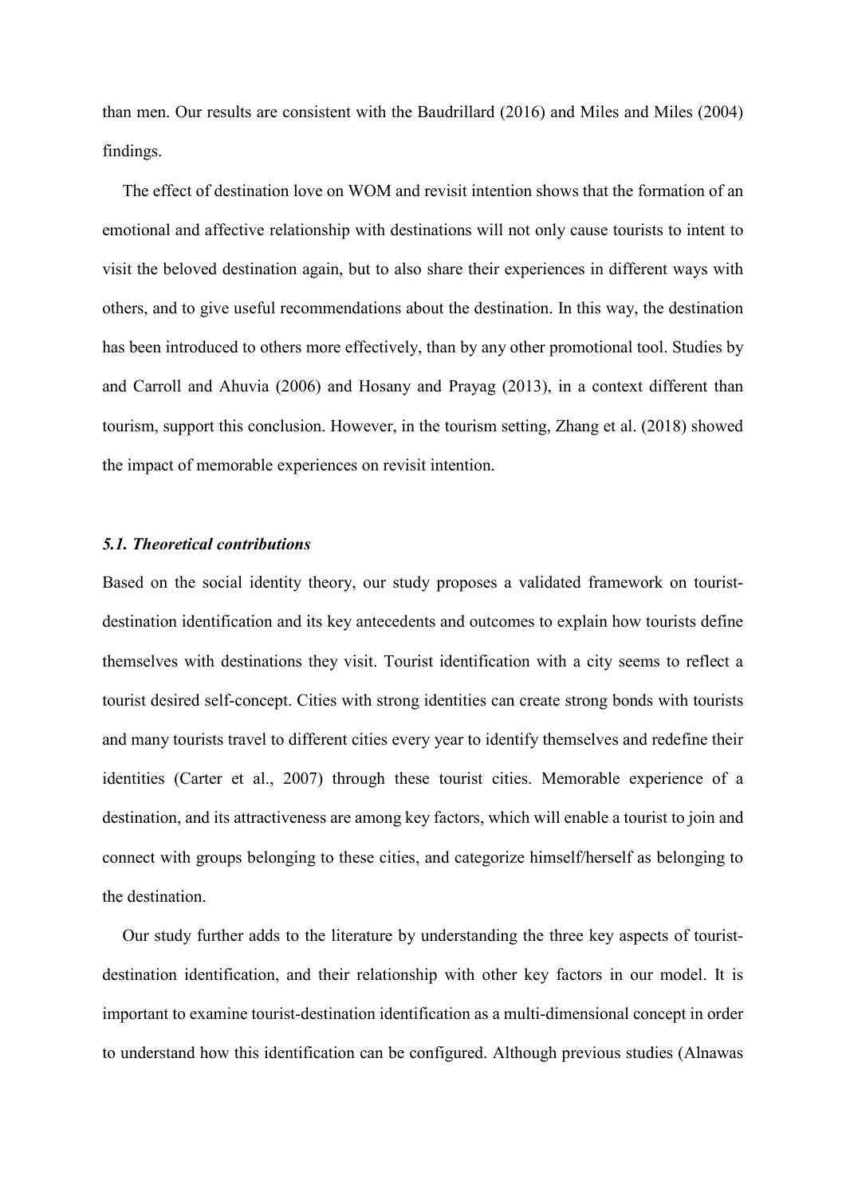than men. Our results are consistent with the Baudrillard (2016) and Miles and Miles (2004) findings.

The effect of destination love on WOM and revisit intention shows that the formation of an emotional and affective relationship with destinations will not only cause tourists to intent to visit the beloved destination again, but to also share their experiences in different ways with others, and to give useful recommendations about the destination. In this way, the destination has been introduced to others more effectively, than by any other promotional tool. Studies by and Carroll and Ahuvia (2006) and Hosany and Prayag (2013), in a context different than tourism, support this conclusion. However, in the tourism setting, Zhang et al. (2018) showed the impact of memorable experiences on revisit intention.

### *5.1. Theoretical contributions*

Based on the social identity theory, our study proposes a validated framework on tourist-destination identification and its key antecedents and outcomes to explain how tourists define themselves with destinations they visit. Tourist identification with a city seems to reflect a tourist desired self-concept. Cities with strong identities can create strong bonds with tourists and many tourists travel to different cities every year to identify themselves and redefine their identities (Carter et al., 2007) through these tourist cities. Memorable experience of a destination, and its attractiveness are among key factors, which will enable a tourist to join and connect with groups belonging to these cities, and categorize himself/herself as belonging to the destination.

Our study further adds to the literature by understanding the three key aspects of tourist-destination identification, and their relationship with other key factors in our model. It is important to examine tourist-destination identification as a multi-dimensional concept in order to understand how this identification can be configured. Although previous studies (Alnawas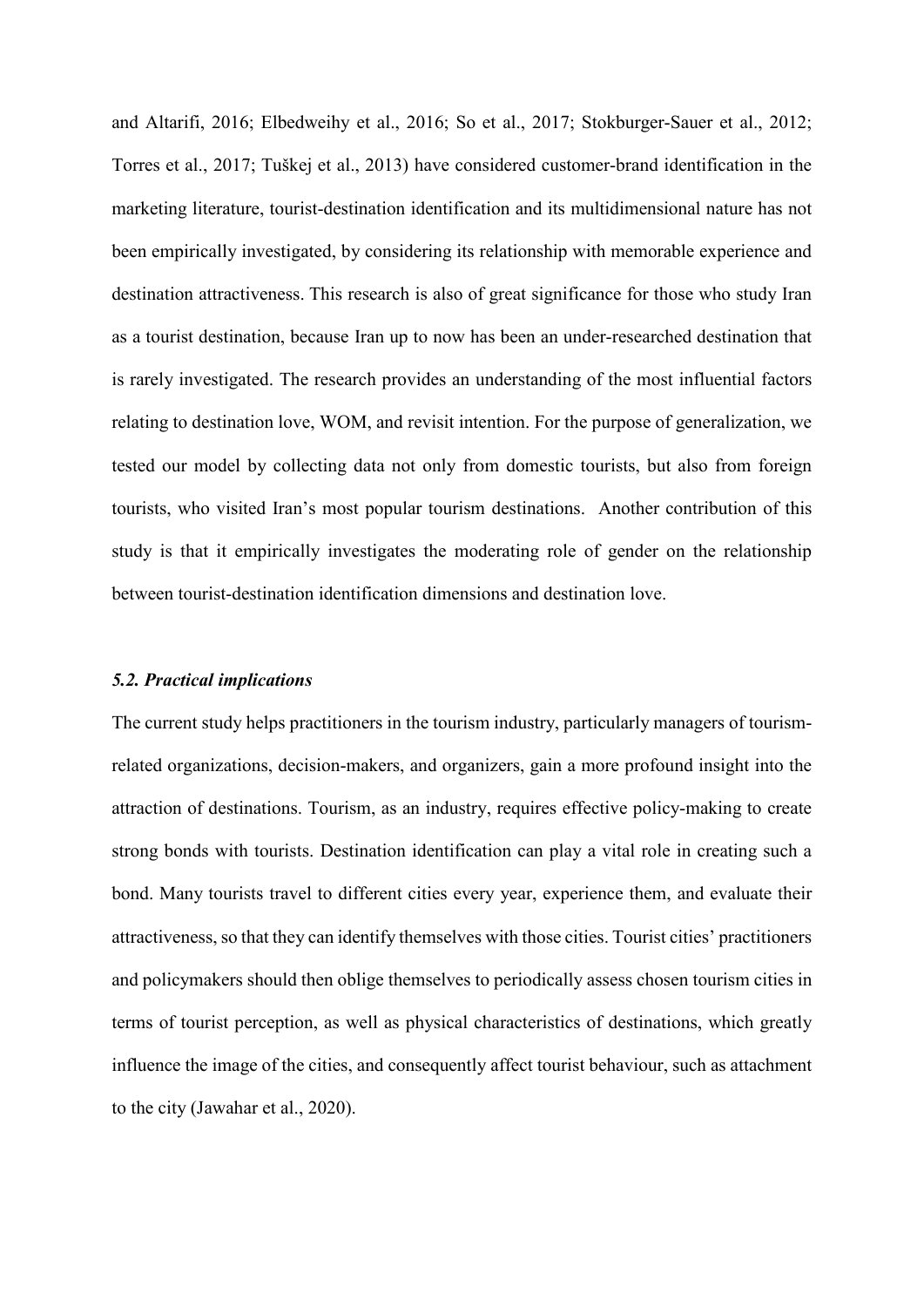and Altarifi, 2016; Elbedweihy et al., 2016; So et al., 2017; Stokburger-Sauer et al., 2012; Torres et al., 2017; Tuškej et al., 2013) have considered customer-brand identification in the marketing literature, tourist-destination identification and its multidimensional nature has not been empirically investigated, by considering its relationship with memorable experience and destination attractiveness. This research is also of great significance for those who study Iran as a tourist destination, because Iran up to now has been an under-researched destination that is rarely investigated. The research provides an understanding of the most influential factors relating to destination love, WOM, and revisit intention. For the purpose of generalization, we tested our model by collecting data not only from domestic tourists, but also from foreign tourists, who visited Iran's most popular tourism destinations. Another contribution of this study is that it empirically investigates the moderating role of gender on the relationship between tourist-destination identification dimensions and destination love.

### *5.2. Practical implications*

The current study helps practitioners in the tourism industry, particularly managers of tourism-related organizations, decision-makers, and organizers, gain a more profound insight into the attraction of destinations. Tourism, as an industry, requires effective policy-making to create strong bonds with tourists. Destination identification can play a vital role in creating such a bond. Many tourists travel to different cities every year, experience them, and evaluate their attractiveness, so that they can identify themselves with those cities. Tourist cities' practitioners and policymakers should then oblige themselves to periodically assess chosen tourism cities in terms of tourist perception, as well as physical characteristics of destinations, which greatly influence the image of the cities, and consequently affect tourist behaviour, such as attachment to the city (Jawahar et al., 2020).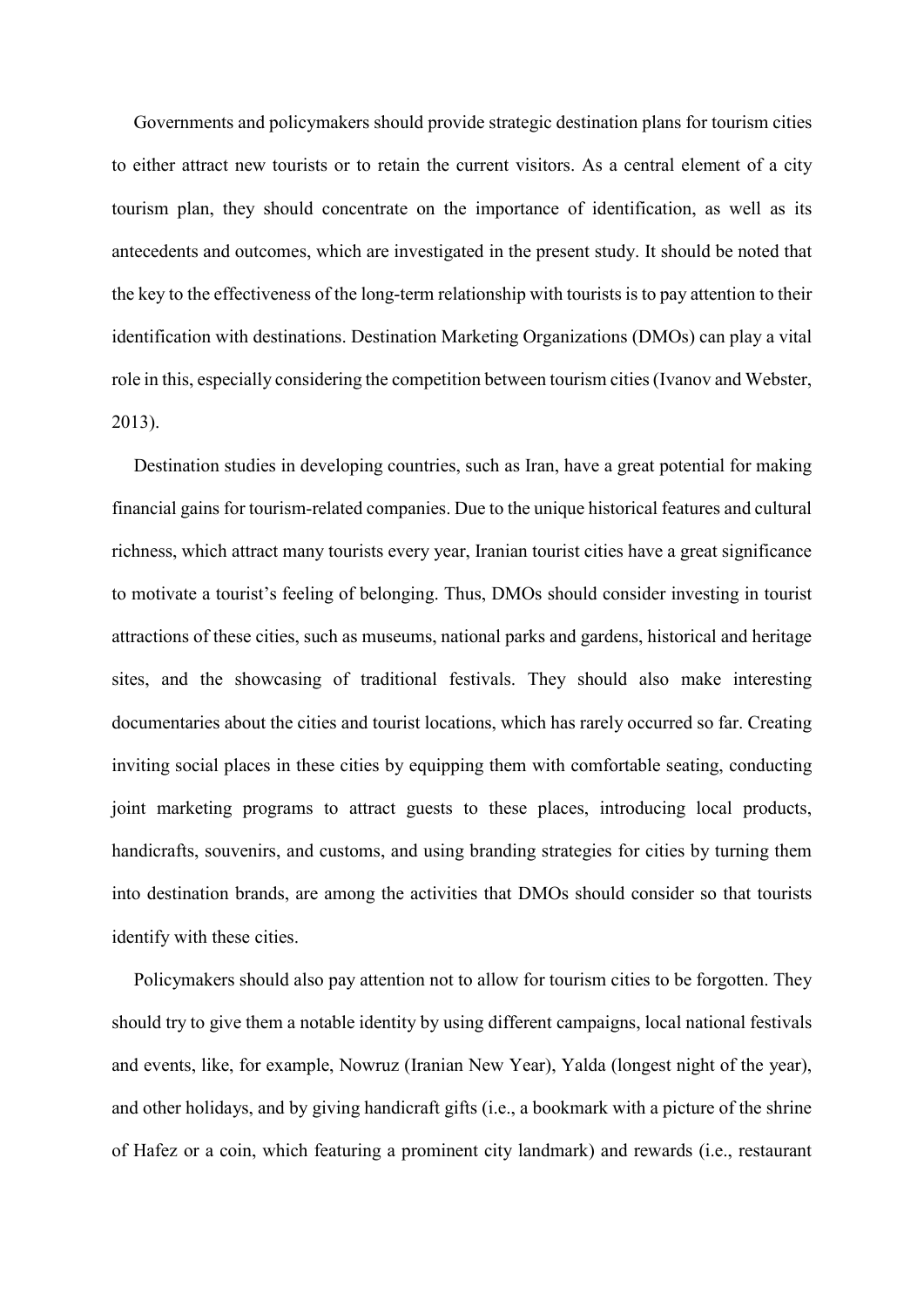Governments and policymakers should provide strategic destination plans for tourism cities to either attract new tourists or to retain the current visitors. As a central element of a city tourism plan, they should concentrate on the importance of identification, as well as its antecedents and outcomes, which are investigated in the present study. It should be noted that the key to the effectiveness of the long-term relationship with tourists is to pay attention to their identification with destinations. Destination Marketing Organizations (DMOs) can play a vital role in this, especially considering the competition between tourism cities (Ivanov and Webster, 2013).

Destination studies in developing countries, such as Iran, have a great potential for making financial gains for tourism-related companies. Due to the unique historical features and cultural richness, which attract many tourists every year, Iranian tourist cities have a great significance to motivate a tourist's feeling of belonging. Thus, DMOs should consider investing in tourist attractions of these cities, such as museums, national parks and gardens, historical and heritage sites, and the showcasing of traditional festivals. They should also make interesting documentaries about the cities and tourist locations, which has rarely occurred so far. Creating inviting social places in these cities by equipping them with comfortable seating, conducting joint marketing programs to attract guests to these places, introducing local products, handicrafts, souvenirs, and customs, and using branding strategies for cities by turning them into destination brands, are among the activities that DMOs should consider so that tourists identify with these cities.

Policymakers should also pay attention not to allow for tourism cities to be forgotten. They should try to give them a notable identity by using different campaigns, local national festivals and events, like, for example, Nowruz (Iranian New Year), Yalda (longest night of the year), and other holidays, and by giving handicraft gifts (i.e., a bookmark with a picture of the shrine of Hafez or a coin, which featuring a prominent city landmark) and rewards (i.e., restaurant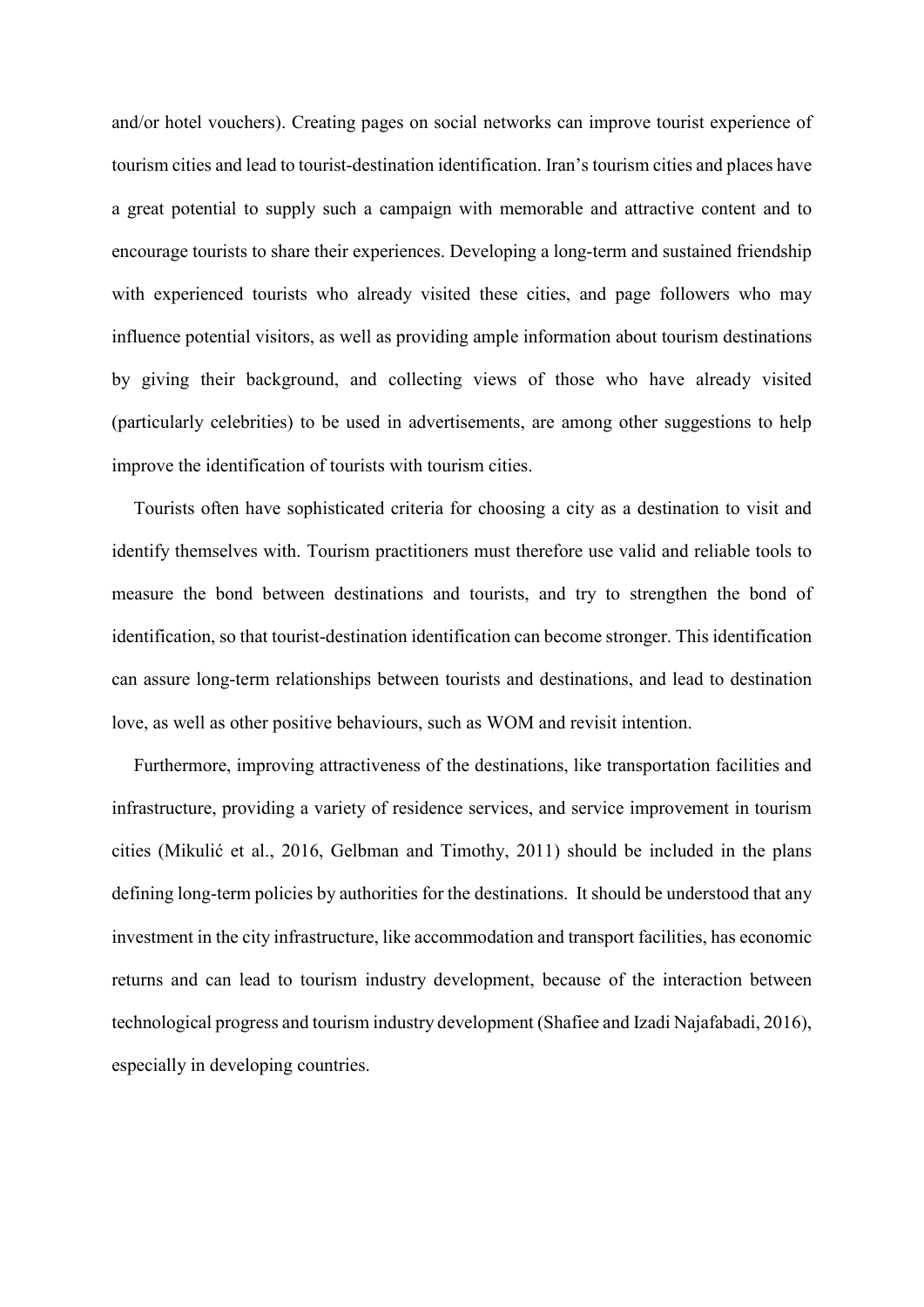and/or hotel vouchers). Creating pages on social networks can improve tourist experience of tourism cities and lead to tourist-destination identification. Iran's tourism cities and places have a great potential to supply such a campaign with memorable and attractive content and to encourage tourists to share their experiences. Developing a long-term and sustained friendship with experienced tourists who already visited these cities, and page followers who may influence potential visitors, as well as providing ample information about tourism destinations by giving their background, and collecting views of those who have already visited (particularly celebrities) to be used in advertisements, are among other suggestions to help improve the identification of tourists with tourism cities.

Tourists often have sophisticated criteria for choosing a city as a destination to visit and identify themselves with. Tourism practitioners must therefore use valid and reliable tools to measure the bond between destinations and tourists, and try to strengthen the bond of identification, so that tourist-destination identification can become stronger. This identification can assure long-term relationships between tourists and destinations, and lead to destination love, as well as other positive behaviours, such as WOM and revisit intention.

Furthermore, improving attractiveness of the destinations, like transportation facilities and infrastructure, providing a variety of residence services, and service improvement in tourism cities (Mikulić et al., 2016, Gelbman and Timothy, 2011) should be included in the plans defining long-term policies by authorities for the destinations. It should be understood that any investment in the city infrastructure, like accommodation and transport facilities, has economic returns and can lead to tourism industry development, because of the interaction between technological progress and tourism industry development (Shafiee and Izadi Najafabadi, 2016), especially in developing countries.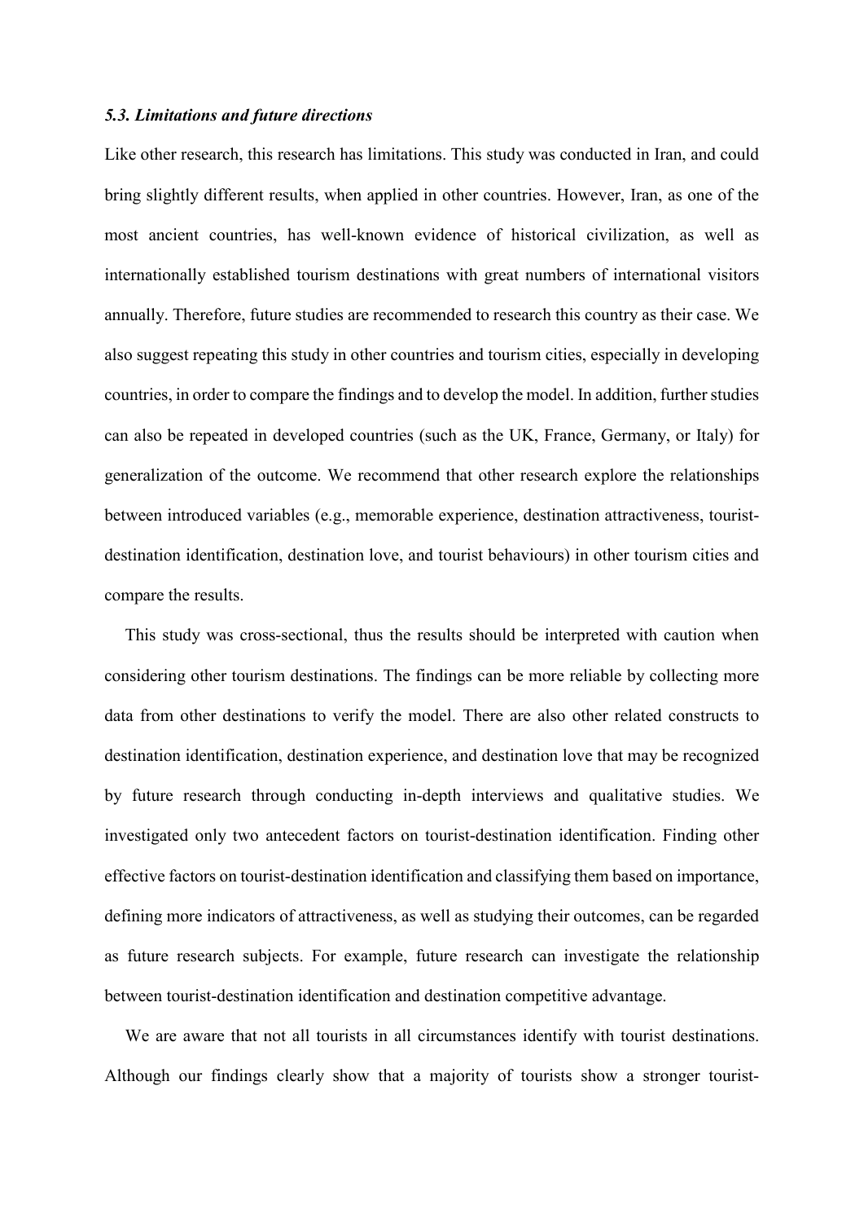### *5.3. Limitations and future directions*

Like other research, this research has limitations. This study was conducted in Iran, and could bring slightly different results, when applied in other countries. However, Iran, as one of the most ancient countries, has well-known evidence of historical civilization, as well as internationally established tourism destinations with great numbers of international visitors annually. Therefore, future studies are recommended to research this country as their case. We also suggest repeating this study in other countries and tourism cities, especially in developing countries, in order to compare the findings and to develop the model. In addition, further studies can also be repeated in developed countries (such as the UK, France, Germany, or Italy) for generalization of the outcome. We recommend that other research explore the relationships between introduced variables (e.g., memorable experience, destination attractiveness, tourist-destination identification, destination love, and tourist behaviours) in other tourism cities and compare the results.

This study was cross-sectional, thus the results should be interpreted with caution when considering other tourism destinations. The findings can be more reliable by collecting more data from other destinations to verify the model. There are also other related constructs to destination identification, destination experience, and destination love that may be recognized by future research through conducting in-depth interviews and qualitative studies. We investigated only two antecedent factors on tourist-destination identification. Finding other effective factors on tourist-destination identification and classifying them based on importance, defining more indicators of attractiveness, as well as studying their outcomes, can be regarded as future research subjects. For example, future research can investigate the relationship between tourist-destination identification and destination competitive advantage.

We are aware that not all tourists in all circumstances identify with tourist destinations. Although our findings clearly show that a majority of tourists show a stronger tourist-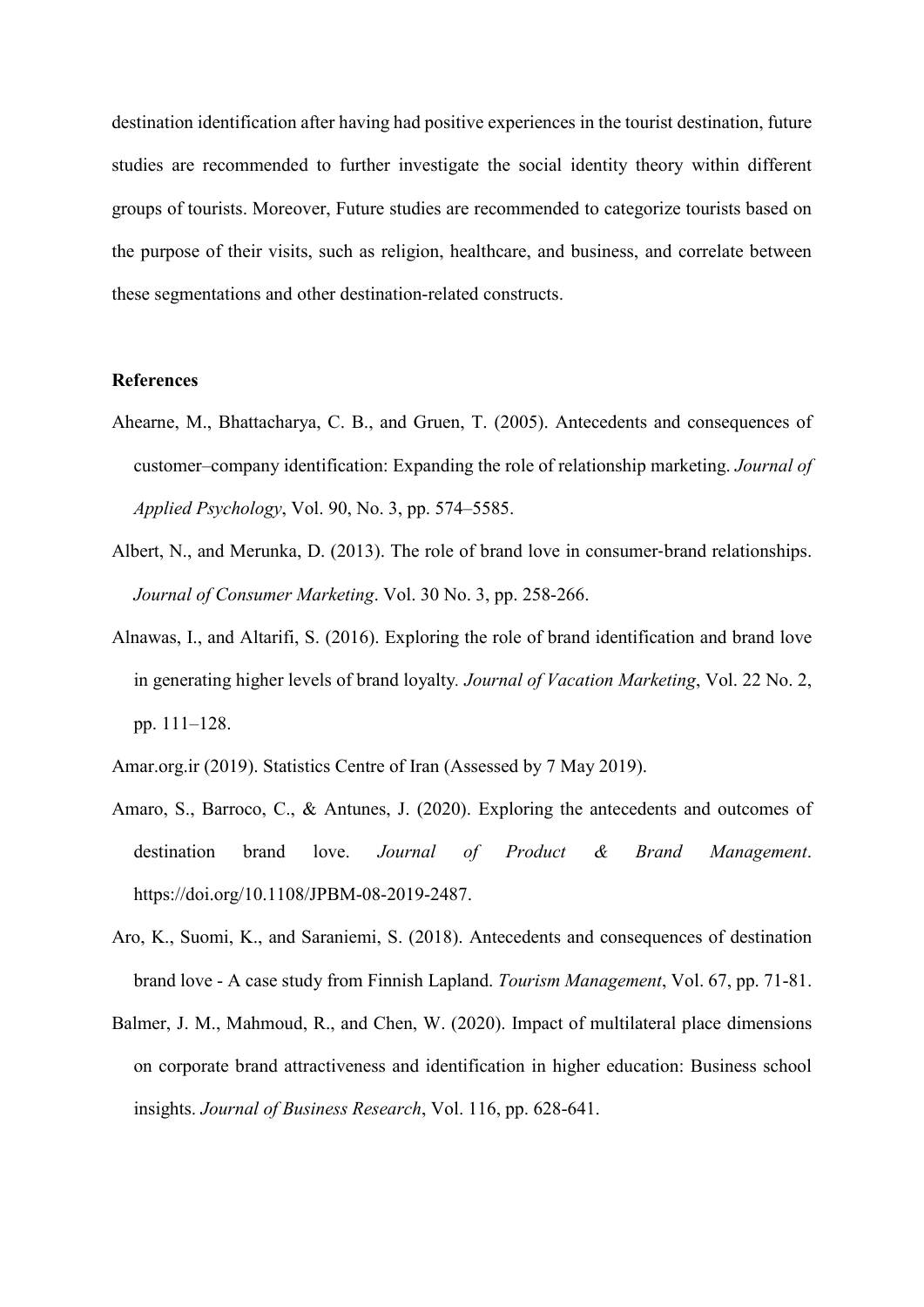destination identification after having had positive experiences in the tourist destination, future studies are recommended to further investigate the social identity theory within different groups of tourists. Moreover, Future studies are recommended to categorize tourists based on the purpose of their visits, such as religion, healthcare, and business, and correlate between these segmentations and other destination-related constructs.

**References**

Ahearne, M., Bhattacharya, C. B., and Gruen, T. (2005). Antecedents and consequences of customer–company identification: Expanding the role of relationship marketing. *Journal of Applied Psychology*, Vol. 90, No. 3, pp. 574–5585.

Albert, N., and Merunka, D. (2013). The role of brand love in consumer-brand relationships. *Journal of Consumer Marketing*. Vol. 30 No. 3, pp. 258-266.

Alnawas, I., and Altarifi, S. (2016). Exploring the role of brand identification and brand love in generating higher levels of brand loyalty. *Journal of Vacation Marketing*, Vol. 22 No. 2, pp. 111–128.

Amar.org.ir (2019). Statistics Centre of Iran (Assessed by 7 May 2019).

Amaro, S., Barroco, C., & Antunes, J. (2020). Exploring the antecedents and outcomes of destination brand love. *Journal of Product & Brand Management*. https://doi.org/10.1108/JPBM-08-2019-2487.

Aro, K., Suomi, K., and Saraniemi, S. (2018). Antecedents and consequences of destination brand love - A case study from Finnish Lapland. *Tourism Management*, Vol. 67, pp. 71-81.

Balmer, J. M., Mahmoud, R., and Chen, W. (2020). Impact of multilateral place dimensions on corporate brand attractiveness and identification in higher education: Business school insights. *Journal of Business Research*, Vol. 116, pp. 628-641.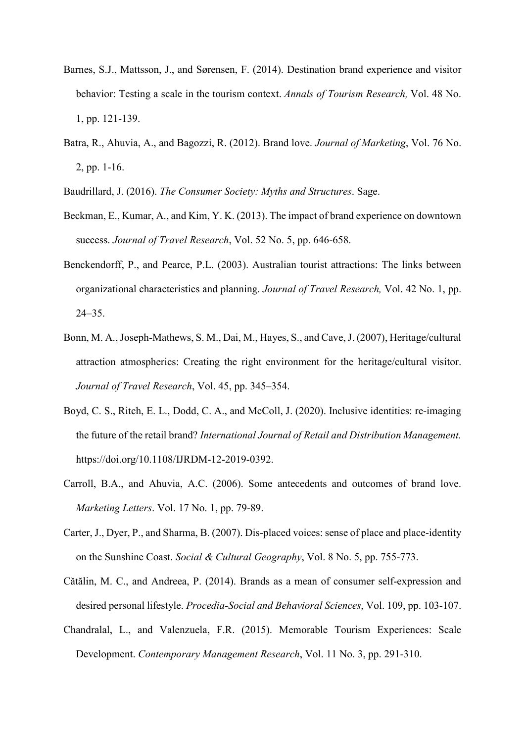Barnes, S.J., Mattsson, J., and Sørensen, F. (2014). Destination brand experience and visitor behavior: Testing a scale in the tourism context. *Annals of Tourism Research,* Vol. 48 No. 1, pp. 121-139.

Batra, R., Ahuvia, A., and Bagozzi, R. (2012). Brand love. *Journal of Marketing*, Vol. 76 No. 2, pp. 1-16.

Baudrillard, J. (2016). *The Consumer Society: Myths and Structures*. Sage.

Beckman, E., Kumar, A., and Kim, Y. K. (2013). The impact of brand experience on downtown success. *Journal of Travel Research*, Vol. 52 No. 5, pp. 646-658.

Benckendorff, P., and Pearce, P.L. (2003). Australian tourist attractions: The links between organizational characteristics and planning. *Journal of Travel Research,* Vol. 42 No. 1, pp. 24–35.

Bonn, M. A., Joseph-Mathews, S. M., Dai, M., Hayes, S., and Cave, J. (2007), Heritage/cultural attraction atmospherics: Creating the right environment for the heritage/cultural visitor. *Journal of Travel Research*, Vol. 45, pp. 345–354.

Boyd, C. S., Ritch, E. L., Dodd, C. A., and McColl, J. (2020). Inclusive identities: re-imaging the future of the retail brand? *International Journal of Retail and Distribution Management.* https://doi.org/10.1108/IJRDM-12-2019-0392.

Carroll, B.A., and Ahuvia, A.C. (2006). Some antecedents and outcomes of brand love. *Marketing Letters*. Vol. 17 No. 1, pp. 79-89.

Carter, J., Dyer, P., and Sharma, B. (2007). Dis-placed voices: sense of place and place-identity on the Sunshine Coast. *Social & Cultural Geography*, Vol. 8 No. 5, pp. 755-773.

Cătălin, M. C., and Andreea, P. (2014). Brands as a mean of consumer self-expression and desired personal lifestyle. *Procedia-Social and Behavioral Sciences*, Vol. 109, pp. 103-107.

Chandralal, L., and Valenzuela, F.R. (2015). Memorable Tourism Experiences: Scale Development. *Contemporary Management Research*, Vol. 11 No. 3, pp. 291-310.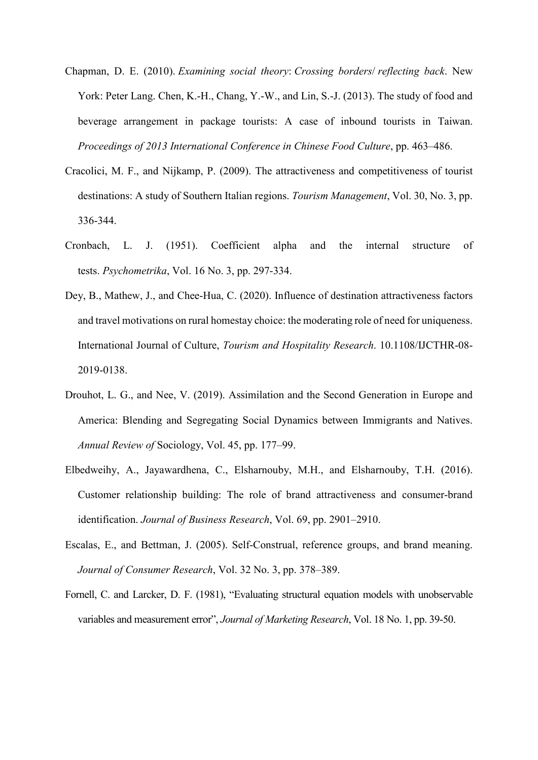Chapman, D. E. (2010). *Examining social theory*: *Crossing borders/ reflecting back*. New York: Peter Lang. Chen, K.-H., Chang, Y.-W., and Lin, S.-J. (2013). The study of food and beverage arrangement in package tourists: A case of inbound tourists in Taiwan. *Proceedings of 2013 International Conference in Chinese Food Culture*, pp. 463–486.

Cracolici, M. F., and Nijkamp, P. (2009). The attractiveness and competitiveness of tourist destinations: A study of Southern Italian regions. *Tourism Management*, Vol. 30, No. 3, pp. 336-344.

Cronbach, L. J. (1951). Coefficient alpha and the internal structure of tests. *Psychometrika*, Vol. 16 No. 3, pp. 297-334.

Dey, B., Mathew, J., and Chee-Hua, C. (2020). Influence of destination attractiveness factors and travel motivations on rural homestay choice: the moderating role of need for uniqueness. International Journal of Culture, *Tourism and Hospitality Research*. 10.1108/IJCTHR-08-2019-0138.

Drouhot, L. G., and Nee, V. (2019). Assimilation and the Second Generation in Europe and America: Blending and Segregating Social Dynamics between Immigrants and Natives. *Annual Review of* Sociology, Vol. 45, pp. 177–99.

Elbedweihy, A., Jayawardhena, C., Elsharnouby, M.H., and Elsharnouby, T.H. (2016). Customer relationship building: The role of brand attractiveness and consumer-brand identification. *Journal of Business Research*, Vol. 69, pp. 2901–2910.

Escalas, E., and Bettman, J. (2005). Self-Construal, reference groups, and brand meaning. *Journal of Consumer Research*, Vol. 32 No. 3, pp. 378–389.

Fornell, C. and Larcker, D. F. (1981), "Evaluating structural equation models with unobservable variables and measurement error", *Journal of Marketing Research*, Vol. 18 No. 1, pp. 39-50.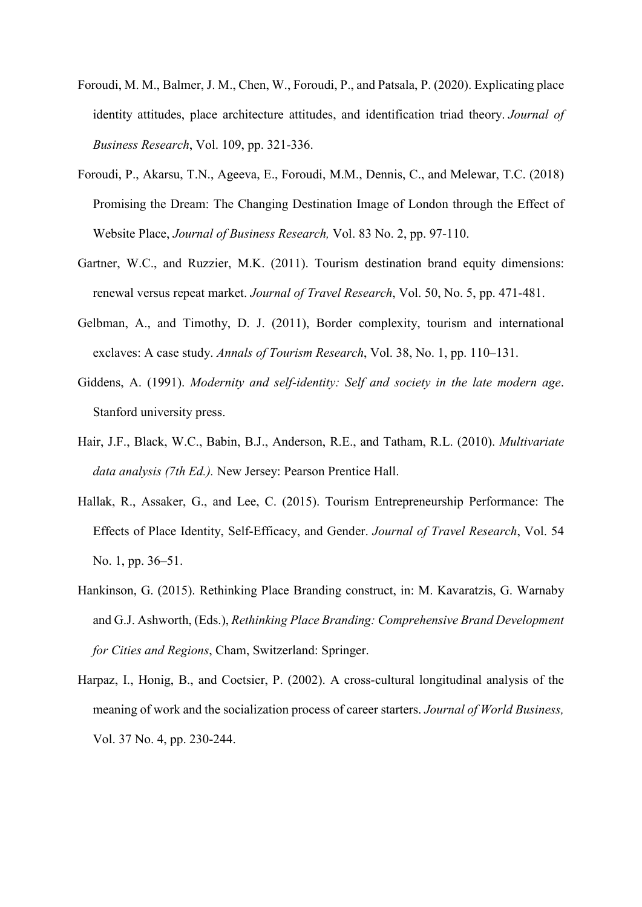Foroudi, M. M., Balmer, J. M., Chen, W., Foroudi, P., and Patsala, P. (2020). Explicating place identity attitudes, place architecture attitudes, and identification triad theory. *Journal of Business Research*, Vol. 109, pp. 321-336.

Foroudi, P., Akarsu, T.N., Ageeva, E., Foroudi, M.M., Dennis, C., and Melewar, T.C. (2018) Promising the Dream: The Changing Destination Image of London through the Effect of Website Place, *Journal of Business Research,* Vol. 83 No. 2, pp. 97-110.

Gartner, W.C., and Ruzzier, M.K. (2011). Tourism destination brand equity dimensions: renewal versus repeat market. *Journal of Travel Research*, Vol. 50, No. 5, pp. 471-481.

Gelbman, A., and Timothy, D. J. (2011), Border complexity, tourism and international exclaves: A case study. *Annals of Tourism Research*, Vol. 38, No. 1, pp. 110–131.

Giddens, A. (1991). *Modernity and self-identity: Self and society in the late modern age*. Stanford university press.

Hair, J.F., Black, W.C., Babin, B.J., Anderson, R.E., and Tatham, R.L. (2010). *Multivariate data analysis (7th Ed.).* New Jersey: Pearson Prentice Hall.

Hallak, R., Assaker, G., and Lee, C. (2015). Tourism Entrepreneurship Performance: The Effects of Place Identity, Self-Efficacy, and Gender. *Journal of Travel Research*, Vol. 54 No. 1, pp. 36–51.

Hankinson, G. (2015). Rethinking Place Branding construct, in: M. Kavaratzis, G. Warnaby and G.J. Ashworth, (Eds.), *Rethinking Place Branding: Comprehensive Brand Development for Cities and Regions*, Cham, Switzerland: Springer.

Harpaz, I., Honig, B., and Coetsier, P. (2002). A cross-cultural longitudinal analysis of the meaning of work and the socialization process of career starters. *Journal of World Business,* Vol. 37 No. 4, pp. 230-244.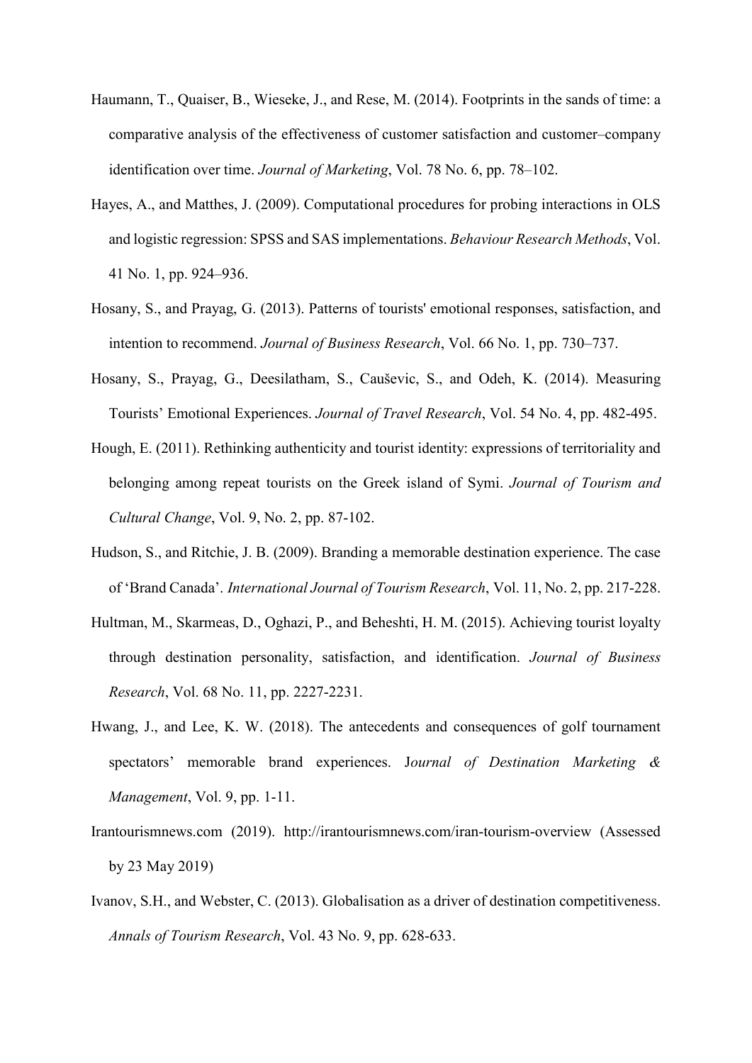Haumann, T., Quaiser, B., Wieseke, J., and Rese, M. (2014). Footprints in the sands of time: a comparative analysis of the effectiveness of customer satisfaction and customer–company identification over time. *Journal of Marketing*, Vol. 78 No. 6, pp. 78–102.

Hayes, A., and Matthes, J. (2009). Computational procedures for probing interactions in OLS and logistic regression: SPSS and SAS implementations. *Behaviour Research Methods*, Vol. 41 No. 1, pp. 924–936.

Hosany, S., and Prayag, G. (2013). Patterns of tourists' emotional responses, satisfaction, and intention to recommend. *Journal of Business Research*, Vol. 66 No. 1, pp. 730–737.

Hosany, S., Prayag, G., Deesilatham, S., Caušević, S., and Odeh, K. (2014). Measuring Tourists' Emotional Experiences. *Journal of Travel Research*, Vol. 54 No. 4, pp. 482-495.

Hough, E. (2011). Rethinking authenticity and tourist identity: expressions of territoriality and belonging among repeat tourists on the Greek island of Symi. *Journal of Tourism and Cultural Change*, Vol. 9, No. 2, pp. 87-102.

Hudson, S., and Ritchie, J. B. (2009). Branding a memorable destination experience. The case of 'Brand Canada'. *International Journal of Tourism Research*, Vol. 11, No. 2, pp. 217-228.

Hultman, M., Skarmeas, D., Oghazi, P., and Beheshti, H. M. (2015). Achieving tourist loyalty through destination personality, satisfaction, and identification. *Journal of Business Research*, Vol. 68 No. 11, pp. 2227-2231.

Hwang, J., and Lee, K. W. (2018). The antecedents and consequences of golf tournament spectators' memorable brand experiences. J*ournal of Destination Marketing & Management*, Vol. 9, pp. 1-11.

Irantourismnews.com (2019). http://irantourismnews.com/iran-tourism-overview (Assessed by 23 May 2019)

Ivanov, S.H., and Webster, C. (2013). Globalisation as a driver of destination competitiveness. *Annals of Tourism Research*, Vol. 43 No. 9, pp. 628-633.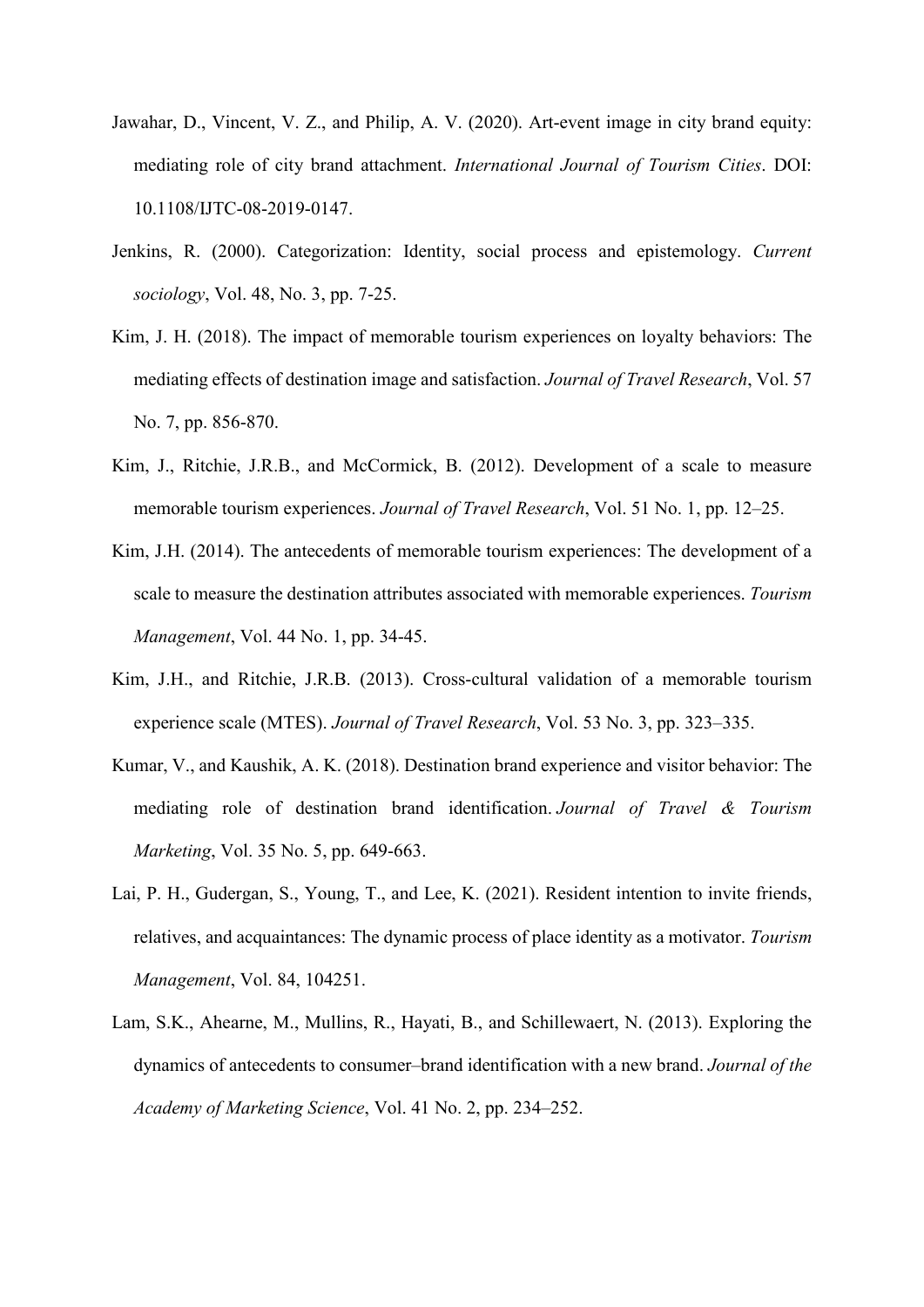Jawahar, D., Vincent, V. Z., and Philip, A. V. (2020). Art-event image in city brand equity: mediating role of city brand attachment. *International Journal of Tourism Cities*. DOI: 10.1108/IJTC-08-2019-0147.

Jenkins, R. (2000). Categorization: Identity, social process and epistemology. *Current sociology*, Vol. 48, No. 3, pp. 7-25.

Kim, J. H. (2018). The impact of memorable tourism experiences on loyalty behaviors: The mediating effects of destination image and satisfaction. *Journal of Travel Research*, Vol. 57 No. 7, pp. 856-870.

Kim, J., Ritchie, J.R.B., and McCormick, B. (2012). Development of a scale to measure memorable tourism experiences. *Journal of Travel Research*, Vol. 51 No. 1, pp. 12–25.

Kim, J.H. (2014). The antecedents of memorable tourism experiences: The development of a scale to measure the destination attributes associated with memorable experiences. *Tourism Management*, Vol. 44 No. 1, pp. 34-45.

Kim, J.H., and Ritchie, J.R.B. (2013). Cross-cultural validation of a memorable tourism experience scale (MTES). *Journal of Travel Research*, Vol. 53 No. 3, pp. 323–335.

Kumar, V., and Kaushik, A. K. (2018). Destination brand experience and visitor behavior: The mediating role of destination brand identification. *Journal of Travel & Tourism Marketing*, Vol. 35 No. 5, pp. 649-663.

Lai, P. H., Gudergan, S., Young, T., and Lee, K. (2021). Resident intention to invite friends, relatives, and acquaintances: The dynamic process of place identity as a motivator. *Tourism Management*, Vol. 84, 104251.

Lam, S.K., Ahearne, M., Mullins, R., Hayati, B., and Schillewaert, N. (2013). Exploring the dynamics of antecedents to consumer–brand identification with a new brand. *Journal of the Academy of Marketing Science*, Vol. 41 No. 2, pp. 234–252.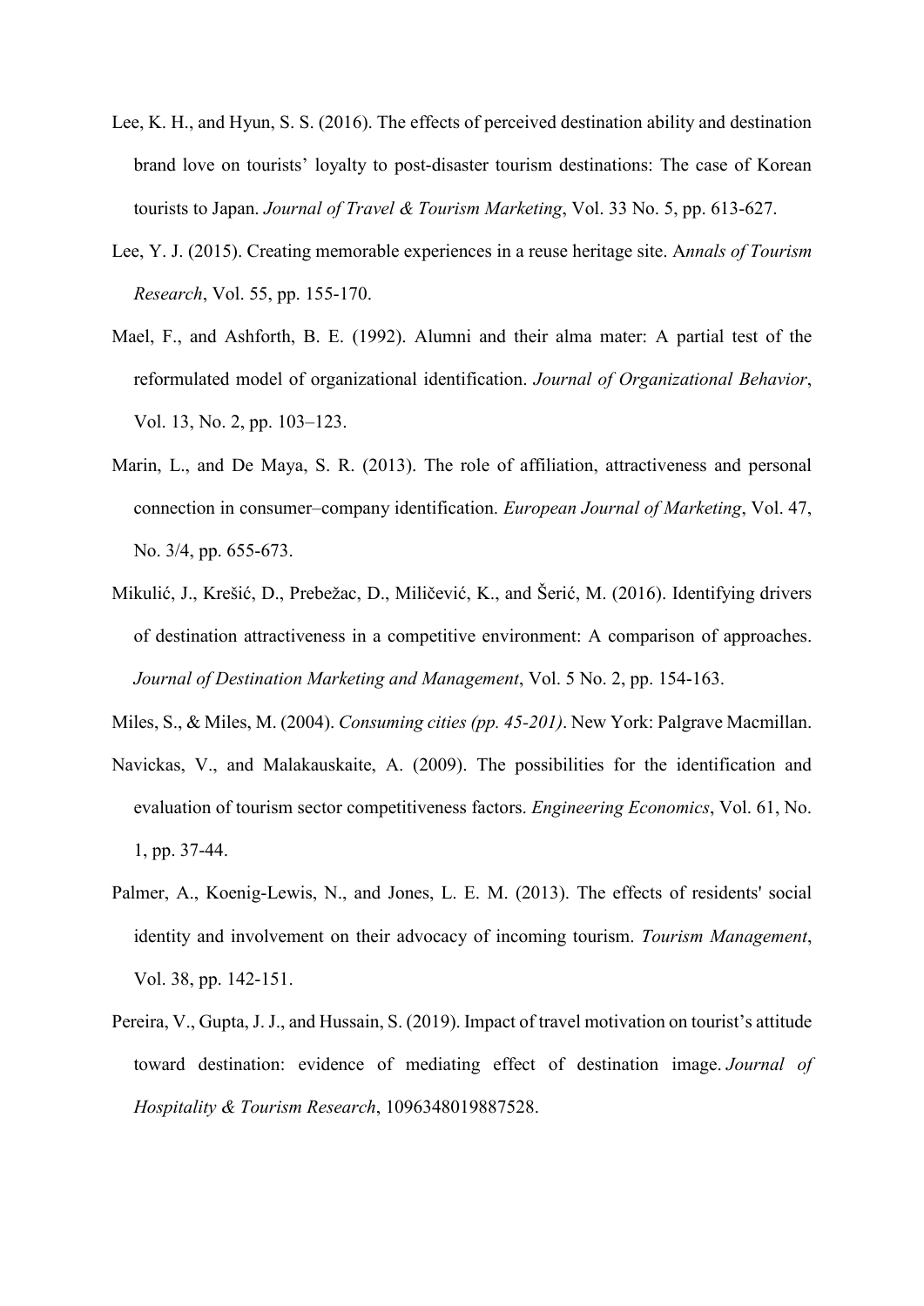Lee, K. H., and Hyun, S. S. (2016). The effects of perceived destination ability and destination brand love on tourists' loyalty to post-disaster tourism destinations: The case of Korean tourists to Japan. *Journal of Travel & Tourism Marketing*, Vol. 33 No. 5, pp. 613-627.

Lee, Y. J. (2015). Creating memorable experiences in a reuse heritage site. A*nnals of Tourism Research*, Vol. 55, pp. 155-170.

Mael, F., and Ashforth, B. E. (1992). Alumni and their alma mater: A partial test of the reformulated model of organizational identification. *Journal of Organizational Behavior*, Vol. 13, No. 2, pp. 103–123.

Marin, L., and De Maya, S. R. (2013). The role of affiliation, attractiveness and personal connection in consumer–company identification. *European Journal of Marketing*, Vol. 47, No. 3/4, pp. 655-673.

Mikulić, J., Krešić, D., Prebežac, D., Miličević, K., and Šerić, M. (2016). Identifying drivers of destination attractiveness in a competitive environment: A comparison of approaches. *Journal of Destination Marketing and Management*, Vol. 5 No. 2, pp. 154-163.

Miles, S., & Miles, M. (2004). *Consuming cities (pp. 45-201)*. New York: Palgrave Macmillan.

Navickas, V., and Malakauskaite, A. (2009). The possibilities for the identification and evaluation of tourism sector competitiveness factors. *Engineering Economics*, Vol. 61, No. 1, pp. 37-44.

Palmer, A., Koenig-Lewis, N., and Jones, L. E. M. (2013). The effects of residents' social identity and involvement on their advocacy of incoming tourism. *Tourism Management*, Vol. 38, pp. 142-151.

Pereira, V., Gupta, J. J., and Hussain, S. (2019). Impact of travel motivation on tourist's attitude toward destination: evidence of mediating effect of destination image. *Journal of Hospitality & Tourism Research*, 1096348019887528.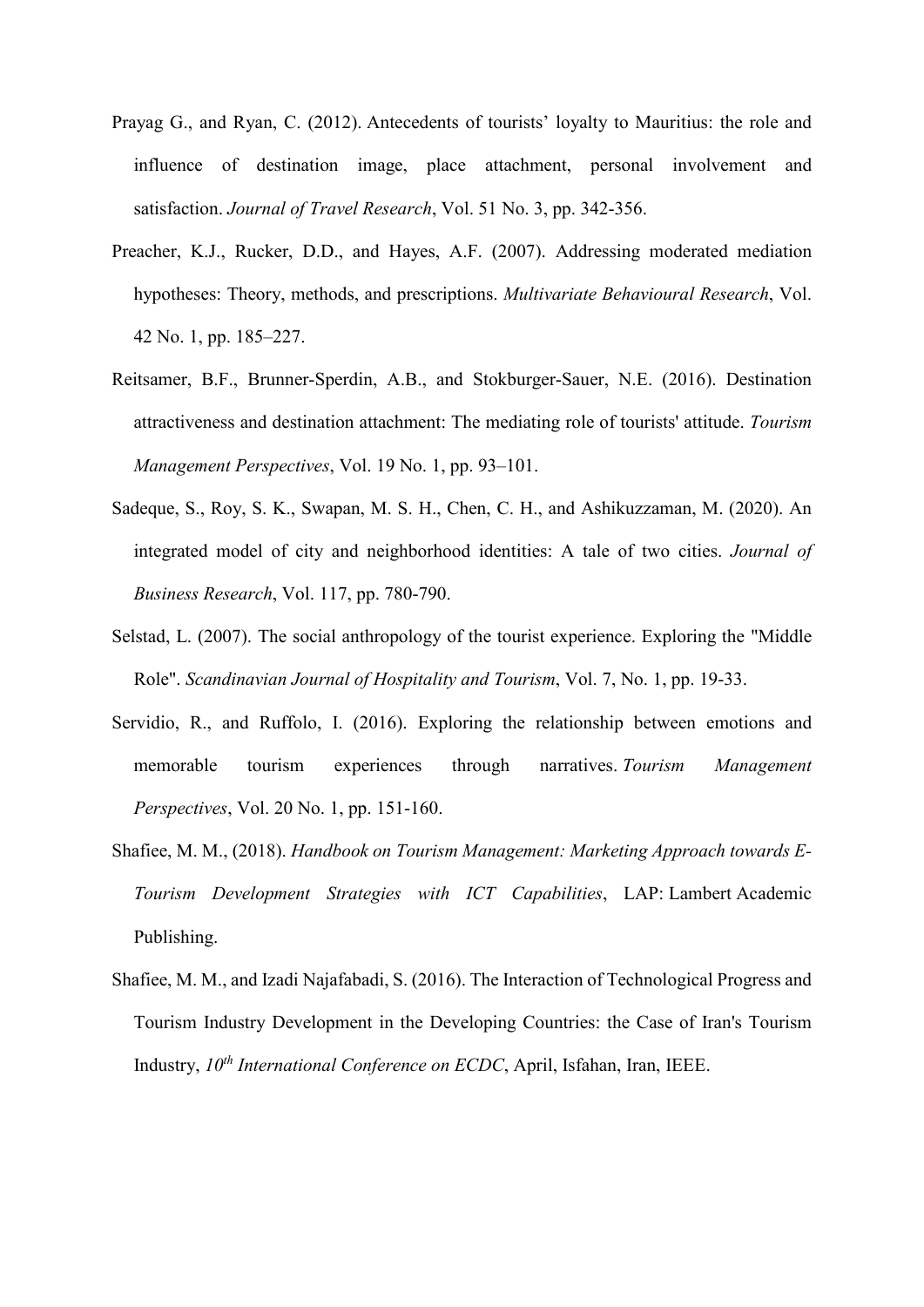Prayag G., and Ryan, C. (2012). Antecedents of tourists' loyalty to Mauritius: the role and influence of destination image, place attachment, personal involvement and satisfaction. *Journal of Travel Research*, Vol. 51 No. 3, pp. 342-356.

Preacher, K.J., Rucker, D.D., and Hayes, A.F. (2007). Addressing moderated mediation hypotheses: Theory, methods, and prescriptions. *Multivariate Behavioural Research*, Vol. 42 No. 1, pp. 185–227.

Reitsamer, B.F., Brunner-Sperdin, A.B., and Stokburger-Sauer, N.E. (2016). Destination attractiveness and destination attachment: The mediating role of tourists' attitude. *Tourism Management Perspectives*, Vol. 19 No. 1, pp. 93–101.

Sadeque, S., Roy, S. K., Swapan, M. S. H., Chen, C. H., and Ashikuzzaman, M. (2020). An integrated model of city and neighborhood identities: A tale of two cities. *Journal of Business Research*, Vol. 117, pp. 780-790.

Selstad, L. (2007). The social anthropology of the tourist experience. Exploring the "Middle Role". *Scandinavian Journal of Hospitality and Tourism*, Vol. 7, No. 1, pp. 19-33.

Servidio, R., and Ruffolo, I. (2016). Exploring the relationship between emotions and memorable tourism experiences through narratives. *Tourism Management Perspectives*, Vol. 20 No. 1, pp. 151-160.

Shafiee, M. M., (2018). *Handbook on Tourism Management: Marketing Approach towards E-Tourism Development Strategies with ICT Capabilities*, LAP: Lambert Academic Publishing.

Shafiee, M. M., and Izadi Najafabadi, S. (2016). The Interaction of Technological Progress and Tourism Industry Development in the Developing Countries: the Case of Iran's Tourism Industry, *10th International Conference on ECDC*, April, Isfahan, Iran, IEEE.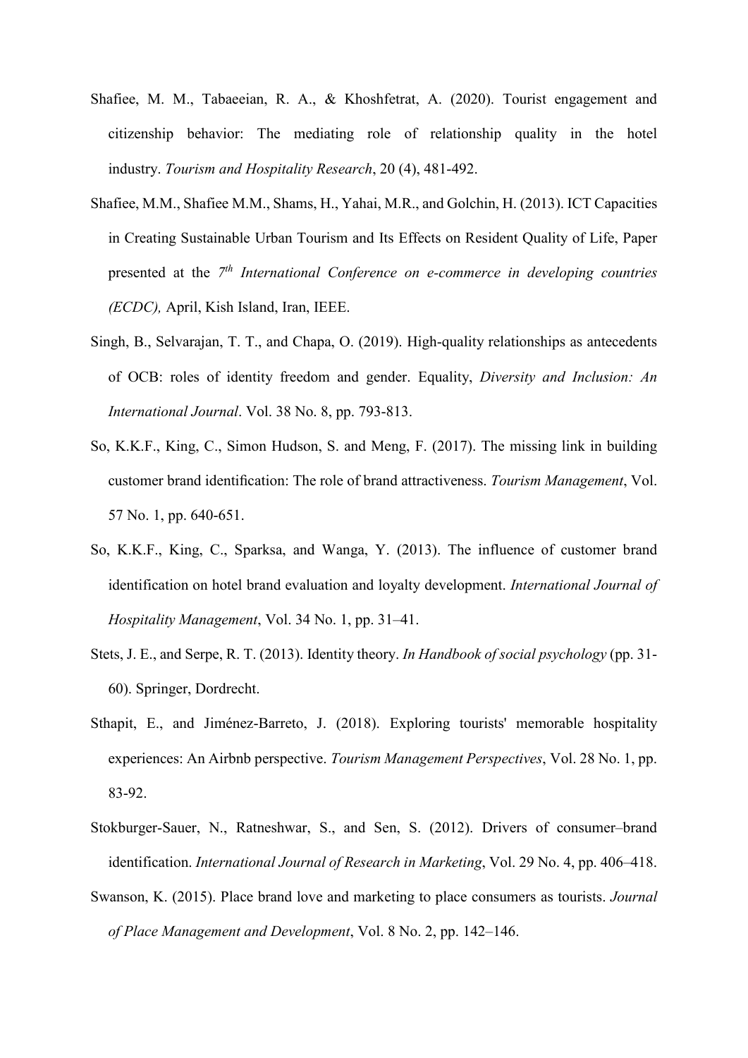Shafiee, M. M., Tabaeeian, R. A., & Khoshfetrat, A. (2020). Tourist engagement and citizenship behavior: The mediating role of relationship quality in the hotel industry. *Tourism and Hospitality Research*, 20 (4), 481-492.

Shafiee, M.M., Shafiee M.M., Shams, H., Yahai, M.R., and Golchin, H. (2013). ICT Capacities in Creating Sustainable Urban Tourism and Its Effects on Resident Quality of Life, Paper presented at the *7th International Conference on e-commerce in developing countries (ECDC),* April, Kish Island, Iran, IEEE.

Singh, B., Selvarajan, T. T., and Chapa, O. (2019). High-quality relationships as antecedents of OCB: roles of identity freedom and gender. Equality, *Diversity and Inclusion: An International Journal*. Vol. 38 No. 8, pp. 793-813.

So, K.K.F., King, C., Simon Hudson, S. and Meng, F. (2017). The missing link in building customer brand identification: The role of brand attractiveness. *Tourism Management*, Vol. 57 No. 1, pp. 640-651.

So, K.K.F., King, C., Sparksa, and Wanga, Y. (2013). The influence of customer brand identification on hotel brand evaluation and loyalty development. *International Journal of Hospitality Management*, Vol. 34 No. 1, pp. 31–41.

Stets, J. E., and Serpe, R. T. (2013). Identity theory. *In Handbook of social psychology* (pp. 31-60). Springer, Dordrecht.

Sthapit, E., and Jiménez-Barreto, J. (2018). Exploring tourists' memorable hospitality experiences: An Airbnb perspective. *Tourism Management Perspectives*, Vol. 28 No. 1, pp. 83-92.

Stokburger-Sauer, N., Ratneshwar, S., and Sen, S. (2012). Drivers of consumer–brand identification. *International Journal of Research in Marketing*, Vol. 29 No. 4, pp. 406–418.

Swanson, K. (2015). Place brand love and marketing to place consumers as tourists. *Journal of Place Management and Development*, Vol. 8 No. 2, pp. 142–146.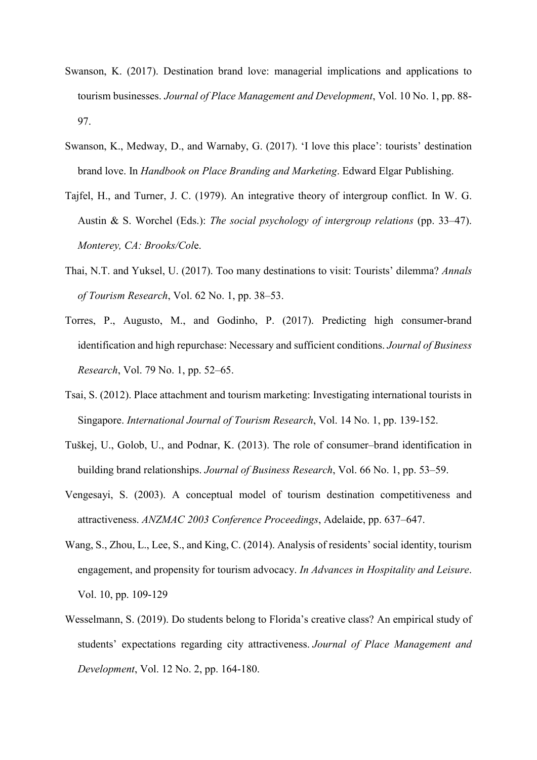Swanson, K. (2017). Destination brand love: managerial implications and applications to tourism businesses. *Journal of Place Management and Development*, Vol. 10 No. 1, pp. 88-97.

Swanson, K., Medway, D., and Warnaby, G. (2017). 'I love this place': tourists' destination brand love. In *Handbook on Place Branding and Marketing*. Edward Elgar Publishing.

Tajfel, H., and Turner, J. C. (1979). An integrative theory of intergroup conflict. In W. G. Austin & S. Worchel (Eds.): *The social psychology of intergroup relations* (pp. 33–47). *Monterey, CA: Brooks/Col*e.

Thai, N.T. and Yuksel, U. (2017). Too many destinations to visit: Tourists' dilemma? *Annals of Tourism Research*, Vol. 62 No. 1, pp. 38–53.

Torres, P., Augusto, M., and Godinho, P. (2017). Predicting high consumer-brand identification and high repurchase: Necessary and sufficient conditions. *Journal of Business Research*, Vol. 79 No. 1, pp. 52–65.

Tsai, S. (2012). Place attachment and tourism marketing: Investigating international tourists in Singapore. *International Journal of Tourism Research*, Vol. 14 No. 1, pp. 139-152.

Tuškej, U., Golob, U., and Podnar, K. (2013). The role of consumer–brand identification in building brand relationships. *Journal of Business Research*, Vol. 66 No. 1, pp. 53–59.

Vengesayi, S. (2003). A conceptual model of tourism destination competitiveness and attractiveness. *ANZMAC 2003 Conference Proceedings*, Adelaide, pp. 637–647.

Wang, S., Zhou, L., Lee, S., and King, C. (2014). Analysis of residents' social identity, tourism engagement, and propensity for tourism advocacy. *In Advances in Hospitality and Leisure*. Vol. 10, pp. 109-129

Wesselmann, S. (2019). Do students belong to Florida's creative class? An empirical study of students' expectations regarding city attractiveness. *Journal of Place Management and Development*, Vol. 12 No. 2, pp. 164-180.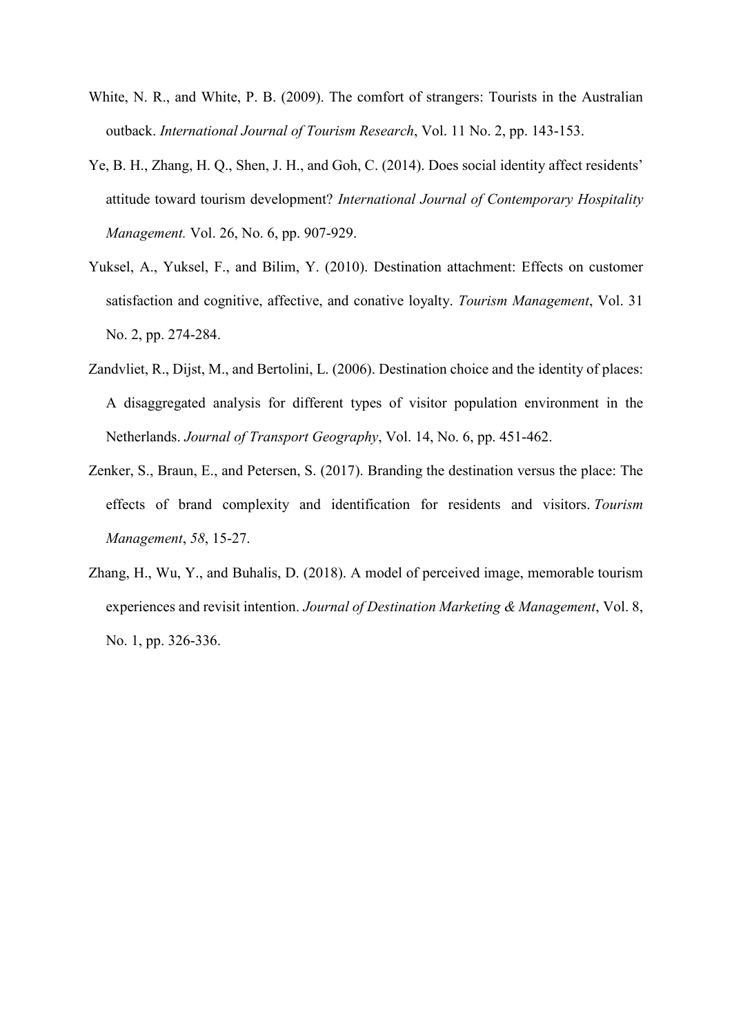White, N. R., and White, P. B. (2009). The comfort of strangers: Tourists in the Australian outback. *International Journal of Tourism Research*, Vol. 11 No. 2, pp. 143-153.

Ye, B. H., Zhang, H. Q., Shen, J. H., and Goh, C. (2014). Does social identity affect residents' attitude toward tourism development? *International Journal of Contemporary Hospitality Management.* Vol. 26, No. 6, pp. 907-929.

Yuksel, A., Yuksel, F., and Bilim, Y. (2010). Destination attachment: Effects on customer satisfaction and cognitive, affective, and conative loyalty. *Tourism Management*, Vol. 31 No. 2, pp. 274-284.

Zandvliet, R., Dijst, M., and Bertolini, L. (2006). Destination choice and the identity of places: A disaggregated analysis for different types of visitor population environment in the Netherlands. *Journal of Transport Geography*, Vol. 14, No. 6, pp. 451-462.

Zenker, S., Braun, E., and Petersen, S. (2017). Branding the destination versus the place: The effects of brand complexity and identification for residents and visitors. *Tourism Management*, *58*, 15-27.

Zhang, H., Wu, Y., and Buhalis, D. (2018). A model of perceived image, memorable tourism experiences and revisit intention. *Journal of Destination Marketing & Management*, Vol. 8, No. 1, pp. 326-336.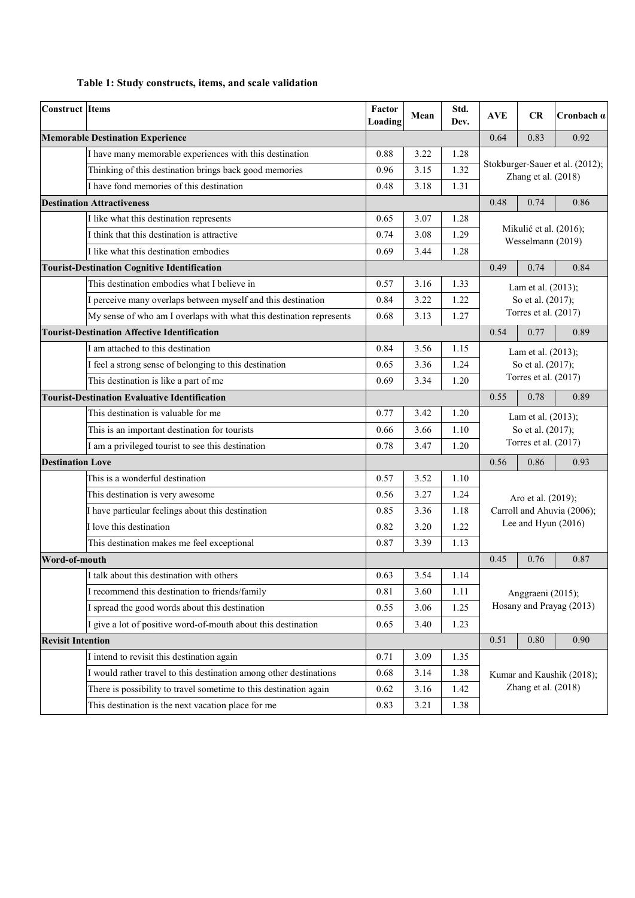**Table 1: Study constructs, items, and scale validation**

| Construct | Items | Factor Loading | Mean | Std. Dev. | AVE | CR | Cronbach α |
|---|---|---|---|---|---|---|---|
| **Memorable Destination Experience** | | | | | 0.64 | 0.83 | 0.92 |
| | I have many memorable experiences with this destination | 0.88 | 3.22 | 1.28 | Stokburger-Sauer et al. (2012); Zhang et al. (2018) | | |
| | Thinking of this destination brings back good memories | 0.96 | 3.15 | 1.32 | | | |
| | I have fond memories of this destination | 0.48 | 3.18 | 1.31 | | | |
| **Destination Attractiveness** | | | | | 0.48 | 0.74 | 0.86 |
| | I like what this destination represents | 0.65 | 3.07 | 1.28 | Mikulić et al. (2016); Wesselmann (2019) | | |
| | I think that this destination is attractive | 0.74 | 3.08 | 1.29 | | | |
| | I like what this destination embodies | 0.69 | 3.44 | 1.28 | | | |
| **Tourist-Destination Cognitive Identification** | | | | | 0.49 | 0.74 | 0.84 |
| | This destination embodies what I believe in | 0.57 | 3.16 | 1.33 | Lam et al. (2013); So et al. (2017); Torres et al. (2017) | | |
| | I perceive many overlaps between myself and this destination | 0.84 | 3.22 | 1.22 | | | |
| | My sense of who am I overlaps with what this destination represents | 0.68 | 3.13 | 1.27 | | | |
| **Tourist-Destination Affective Identification** | | | | | 0.54 | 0.77 | 0.89 |
| | I am attached to this destination | 0.84 | 3.56 | 1.15 | Lam et al. (2013); So et al. (2017); Torres et al. (2017) | | |
| | I feel a strong sense of belonging to this destination | 0.65 | 3.36 | 1.24 | | | |
| | This destination is like a part of me | 0.69 | 3.34 | 1.20 | | | |
| **Tourist-Destination Evaluative Identification** | | | | | 0.55 | 0.78 | 0.89 |
| | This destination is valuable for me | 0.77 | 3.42 | 1.20 | Lam et al. (2013); So et al. (2017); Torres et al. (2017) | | |
| | This is an important destination for tourists | 0.66 | 3.66 | 1.10 | | | |
| | I am a privileged tourist to see this destination | 0.78 | 3.47 | 1.20 | | | |
| **Destination Love** | | | | | 0.56 | 0.86 | 0.93 |
| | This is a wonderful destination | 0.57 | 3.52 | 1.10 | Aro et al. (2019); Carroll and Ahuvia (2006); Lee and Hyun (2016) | | |
| | This destination is very awesome | 0.56 | 3.27 | 1.24 | | | |
| | I have particular feelings about this destination | 0.85 | 3.36 | 1.18 | | | |
| | I love this destination | 0.82 | 3.20 | 1.22 | | | |
| | This destination makes me feel exceptional | 0.87 | 3.39 | 1.13 | | | |
| **Word-of-mouth** | | | | | 0.45 | 0.76 | 0.87 |
| | I talk about this destination with others | 0.63 | 3.54 | 1.14 | Anggraeni (2015); Hosany and Prayag (2013) | | |
| | I recommend this destination to friends/family | 0.81 | 3.60 | 1.11 | | | |
| | I spread the good words about this destination | 0.55 | 3.06 | 1.25 | | | |
| | I give a lot of positive word-of-mouth about this destination | 0.65 | 3.40 | 1.23 | | | |
| **Revisit Intention** | | | | | 0.51 | 0.80 | 0.90 |
| | I intend to revisit this destination again | 0.71 | 3.09 | 1.35 | Kumar and Kaushik (2018); Zhang et al. (2018) | | |
| | I would rather travel to this destination among other destinations | 0.68 | 3.14 | 1.38 | | | |
| | There is possibility to travel sometime to this destination again | 0.62 | 3.16 | 1.42 | | | |
| | This destination is the next vacation place for me | 0.83 | 3.21 | 1.38 | | | |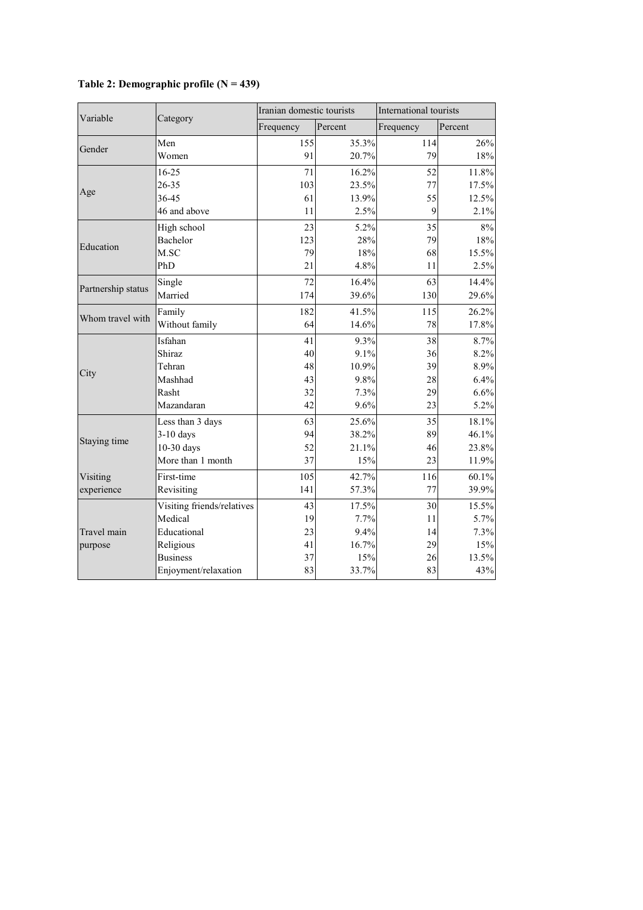**Table 2: Demographic profile (N = 439)**

| Variable | Category | Iranian domestic tourists | | International tourists | |
|---|---|---|---|---|---|
| | | Frequency | Percent | Frequency | Percent |
| Gender | Men | 155 | 35.3% | 114 | 26% |
| | Women | 91 | 20.7% | 79 | 18% |
| Age | 16-25 | 71 | 16.2% | 52 | 11.8% |
| | 26-35 | 103 | 23.5% | 77 | 17.5% |
| | 36-45 | 61 | 13.9% | 55 | 12.5% |
| | 46 and above | 11 | 2.5% | 9 | 2.1% |
| Education | High school | 23 | 5.2% | 35 | 8% |
| | Bachelor | 123 | 28% | 79 | 18% |
| | M.SC | 79 | 18% | 68 | 15.5% |
| | PhD | 21 | 4.8% | 11 | 2.5% |
| Partnership status | Single | 72 | 16.4% | 63 | 14.4% |
| | Married | 174 | 39.6% | 130 | 29.6% |
| Whom travel with | Family | 182 | 41.5% | 115 | 26.2% |
| | Without family | 64 | 14.6% | 78 | 17.8% |
| City | Isfahan | 41 | 9.3% | 38 | 8.7% |
| | Shiraz | 40 | 9.1% | 36 | 8.2% |
| | Tehran | 48 | 10.9% | 39 | 8.9% |
| | Mashhad | 43 | 9.8% | 28 | 6.4% |
| | Rasht | 32 | 7.3% | 29 | 6.6% |
| | Mazandaran | 42 | 9.6% | 23 | 5.2% |
| Staying time | Less than 3 days | 63 | 25.6% | 35 | 18.1% |
| | 3-10 days | 94 | 38.2% | 89 | 46.1% |
| | 10-30 days | 52 | 21.1% | 46 | 23.8% |
| | More than 1 month | 37 | 15% | 23 | 11.9% |
| Visiting experience | First-time | 105 | 42.7% | 116 | 60.1% |
| | Revisiting | 141 | 57.3% | 77 | 39.9% |
| Travel main purpose | Visiting friends/relatives | 43 | 17.5% | 30 | 15.5% |
| | Medical | 19 | 7.7% | 11 | 5.7% |
| | Educational | 23 | 9.4% | 14 | 7.3% |
| | Religious | 41 | 16.7% | 29 | 15% |
| | Business | 37 | 15% | 26 | 13.5% |
| | Enjoyment/relaxation | 83 | 33.7% | 83 | 43% |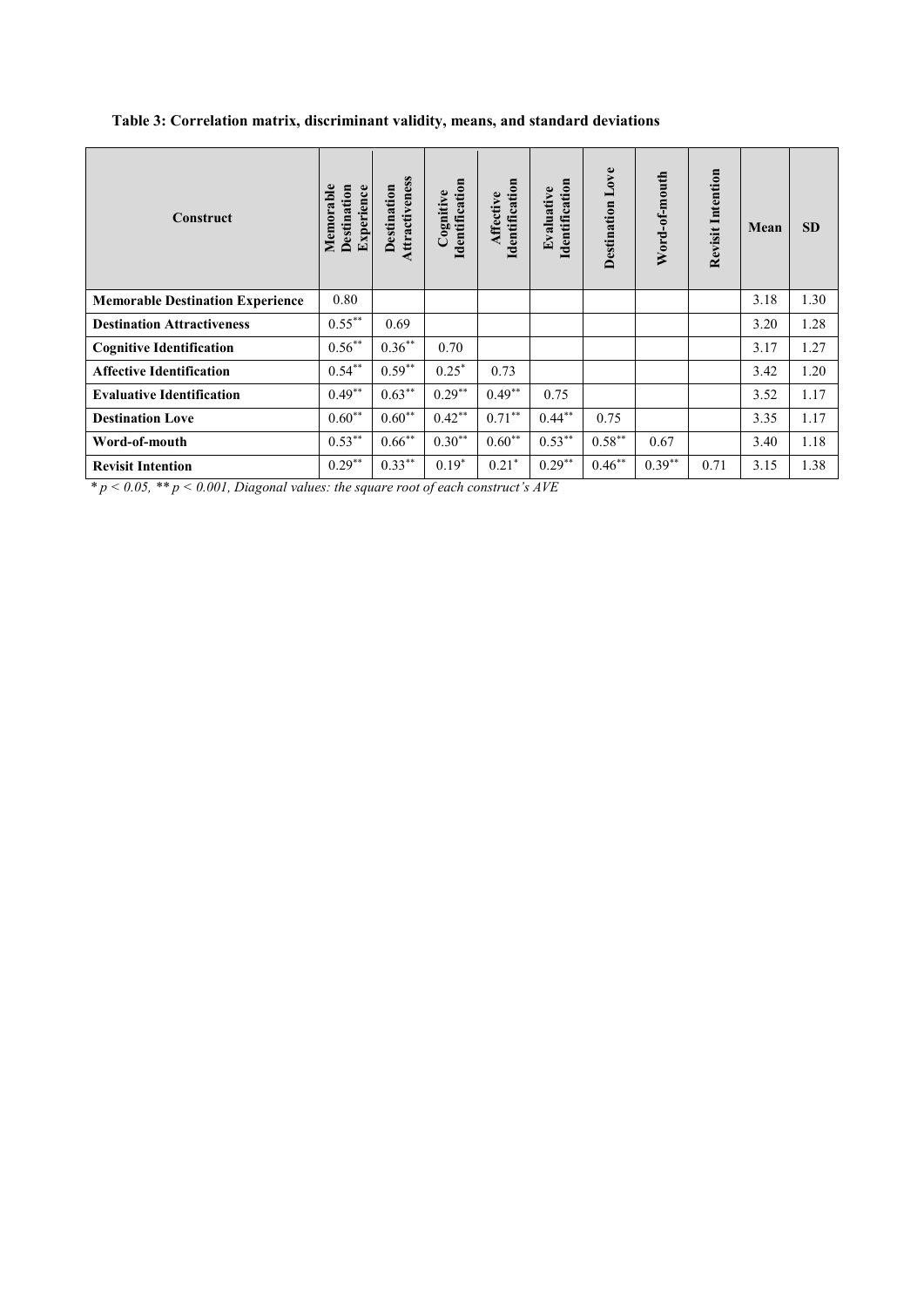**Table 3: Correlation matrix, discriminant validity, means, and standard deviations**

| Construct | Memorable Destination Experience | Destination Attractiveness | Cognitive Identification | Affective Identification | Evaluative Identification | Destination Love | Word-of-mouth | Revisit Intention | Mean | SD |
|---|---|---|---|---|---|---|---|---|---|---|
| **Memorable Destination Experience** | 0.80 | | | | | | | | 3.18 | 1.30 |
| **Destination Attractiveness** | $0.55^{**}$ | 0.69 | | | | | | | 3.20 | 1.28 |
| **Cognitive Identification** | $0.56^{**}$ | $0.36^{**}$ | 0.70 | | | | | | 3.17 | 1.27 |
| **Affective Identification** | $0.54^{**}$ | $0.59^{**}$ | $0.25^{*}$ | 0.73 | | | | | 3.42 | 1.20 |
| **Evaluative Identification** | $0.49^{**}$ | $0.63^{**}$ | $0.29^{**}$ | $0.49^{**}$ | 0.75 | | | | 3.52 | 1.17 |
| **Destination Love** | $0.60^{**}$ | $0.60^{**}$ | $0.42^{**}$ | $0.71^{**}$ | $0.44^{**}$ | 0.75 | | | 3.35 | 1.17 |
| **Word-of-mouth** | $0.53^{**}$ | $0.66^{**}$ | $0.30^{**}$ | $0.60^{**}$ | $0.53^{**}$ | $0.58^{**}$ | 0.67 | | 3.40 | 1.18 |
| **Revisit Intention** | $0.29^{**}$ | $0.33^{**}$ | $0.19^{*}$ | $0.21^{*}$ | $0.29^{**}$ | $0.46^{**}$ | $0.39^{**}$ | 0.71 | 3.15 | 1.38 |

*\* $p < 0.05$, \*\* $p < 0.001$, Diagonal values: the square root of each construct's AVE*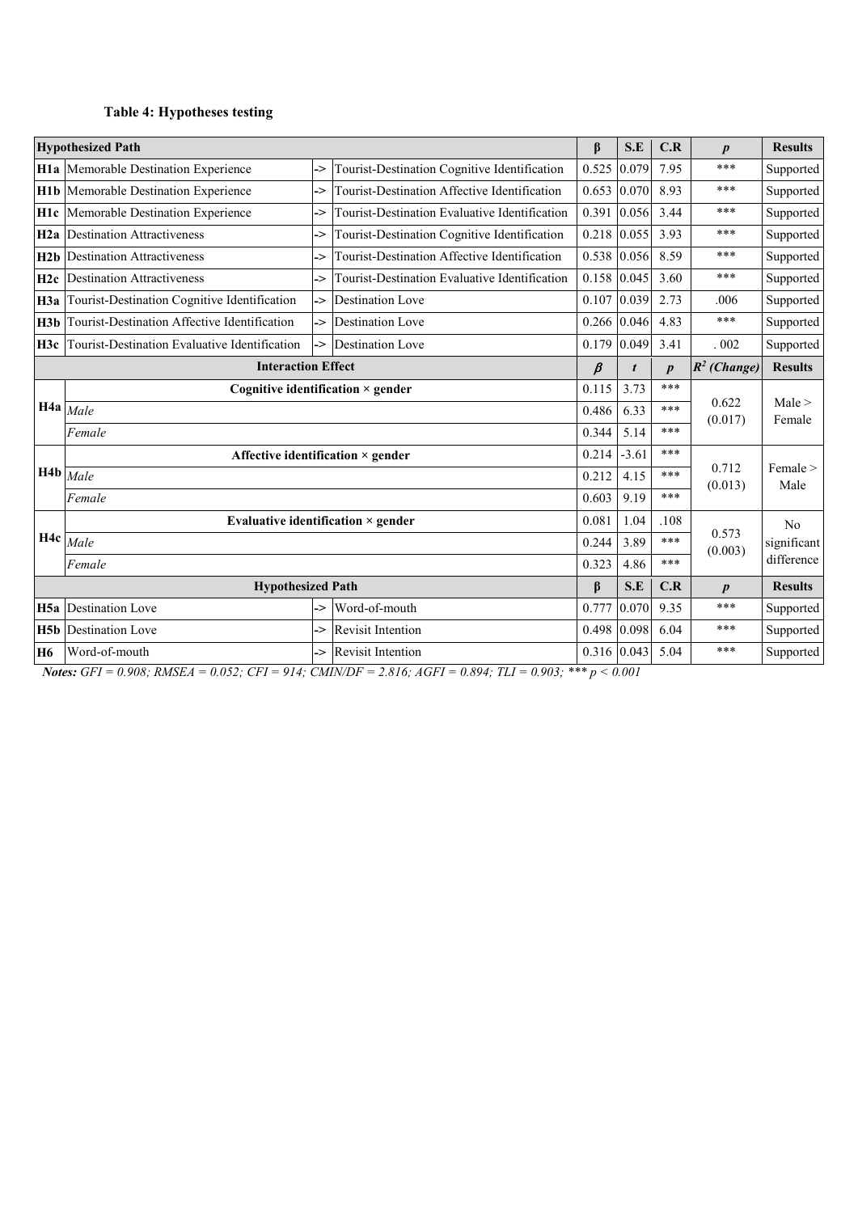**Table 4: Hypotheses testing**

| Hypothesized Path | | | | β | S.E | C.R | $p$ | Results |
|---|---|---|---|---|---|---|---|---|
| **H1a** | Memorable Destination Experience | -> | Tourist-Destination Cognitive Identification | 0.525 | 0.079 | 7.95 | *** | Supported |
| **H1b** | Memorable Destination Experience | -> | Tourist-Destination Affective Identification | 0.653 | 0.070 | 8.93 | *** | Supported |
| **H1c** | Memorable Destination Experience | -> | Tourist-Destination Evaluative Identification | 0.391 | 0.056 | 3.44 | *** | Supported |
| **H2a** | Destination Attractiveness | -> | Tourist-Destination Cognitive Identification | 0.218 | 0.055 | 3.93 | *** | Supported |
| **H2b** | Destination Attractiveness | -> | Tourist-Destination Affective Identification | 0.538 | 0.056 | 8.59 | *** | Supported |
| **H2c** | Destination Attractiveness | -> | Tourist-Destination Evaluative Identification | 0.158 | 0.045 | 3.60 | *** | Supported |
| **H3a** | Tourist-Destination Cognitive Identification | -> | Destination Love | 0.107 | 0.039 | 2.73 | .006 | Supported |
| **H3b** | Tourist-Destination Affective Identification | -> | Destination Love | 0.266 | 0.046 | 4.83 | *** | Supported |
| **H3c** | Tourist-Destination Evaluative Identification | -> | Destination Love | 0.179 | 0.049 | 3.41 | . 002 | Supported |
| **Interaction Effect** | | | | **$\beta$** | **$t$** | **$p$** | **$R^2$ (Change)** | **Results** |
| **H4a** | **Cognitive identification × gender** | | | 0.115 | 3.73 | *** | 0.622 (0.017) | Male > Female |
| | *Male* | | | 0.486 | 6.33 | *** | | |
| | *Female* | | | 0.344 | 5.14 | *** | | |
| **H4b** | **Affective identification × gender** | | | 0.214 | -3.61 | *** | 0.712 (0.013) | Female > Male |
| | *Male* | | | 0.212 | 4.15 | *** | | |
| | *Female* | | | 0.603 | 9.19 | *** | | |
| **H4c** | **Evaluative identification × gender** | | | 0.081 | 1.04 | .108 | 0.573 (0.003) | No significant difference |
| | *Male* | | | 0.244 | 3.89 | *** | | |
| | *Female* | | | 0.323 | 4.86 | *** | | |
| **Hypothesized Path** | | | | **β** | **S.E** | **C.R** | **$p$** | **Results** |
| **H5a** | Destination Love | -> | Word-of-mouth | 0.777 | 0.070 | 9.35 | *** | Supported |
| **H5b** | Destination Love | -> | Revisit Intention | 0.498 | 0.098 | 6.04 | *** | Supported |
| **H6** | Word-of-mouth | -> | Revisit Intention | 0.316 | 0.043 | 5.04 | *** | Supported |

***Notes:*** *GFI = 0.908; RMSEA = 0.052; CFI = 914; CMIN/DF = 2.816; AGFI = 0.894; TLI = 0.903; \*\*\* p < 0.001*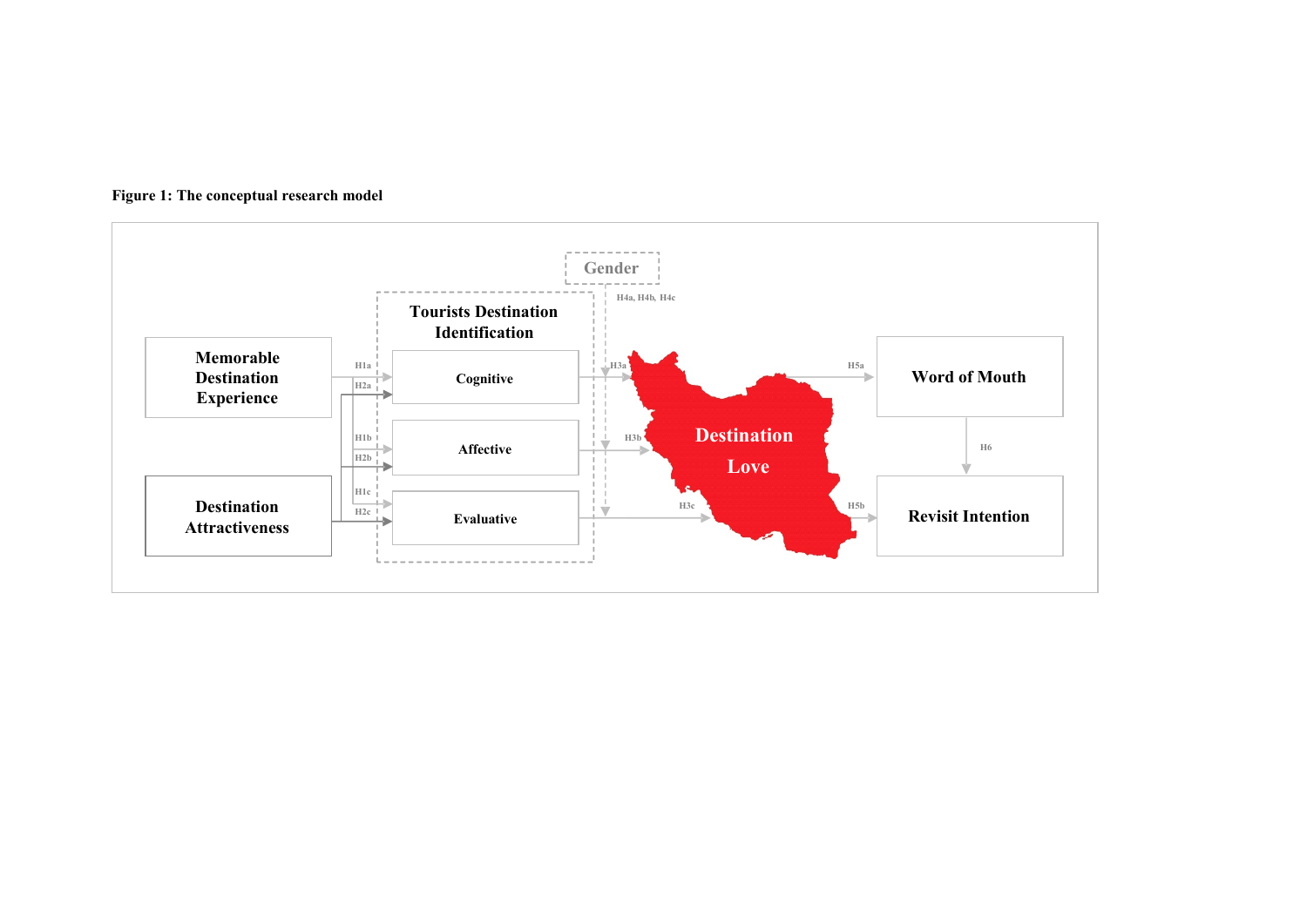**Figure 1: The conceptual research model**

Gender

H4a, H4b, H4c

Tourists Destination Identification

Memorable Destination Experience

Destination Attractiveness

H1a

H2a

H1b

H2b

H1c

H2c

Cognitive

Affective

Evaluative

H3a

H3b

H3c

Destination Love

H5a

H5b

Word of Mouth

H6

Revisit Intention